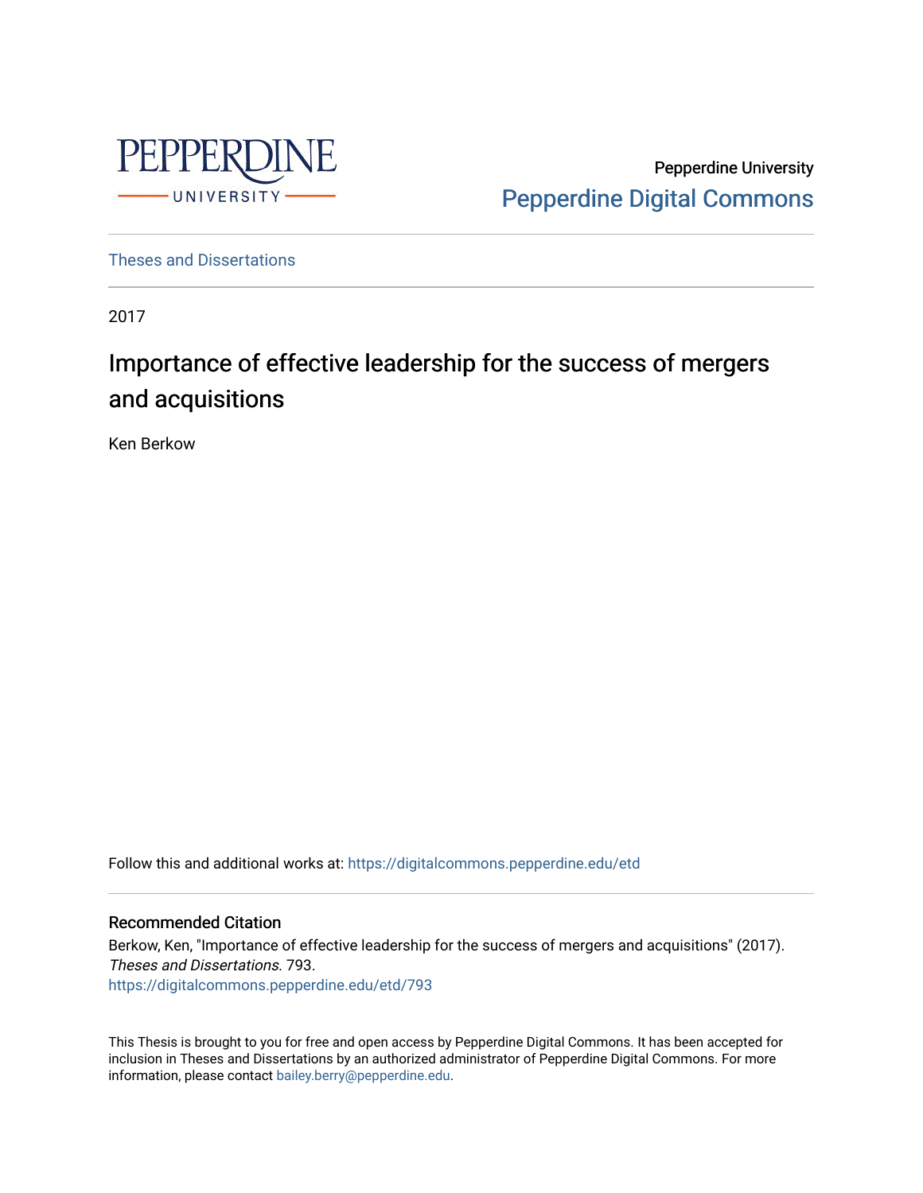PEPPERDINE UNIVERSITY

Pepperdine University
Pepperdine Digital Commons

Theses and Dissertations

2017

# Importance of effective leadership for the success of mergers and acquisitions

Ken Berkow

Follow this and additional works at: https://digitalcommons.pepperdine.edu/etd

## Recommended Citation

Berkow, Ken, "Importance of effective leadership for the success of mergers and acquisitions" (2017). *Theses and Dissertations*. 793.
https://digitalcommons.pepperdine.edu/etd/793

This Thesis is brought to you for free and open access by Pepperdine Digital Commons. It has been accepted for inclusion in Theses and Dissertations by an authorized administrator of Pepperdine Digital Commons. For more information, please contact bailey.berry@pepperdine.edu.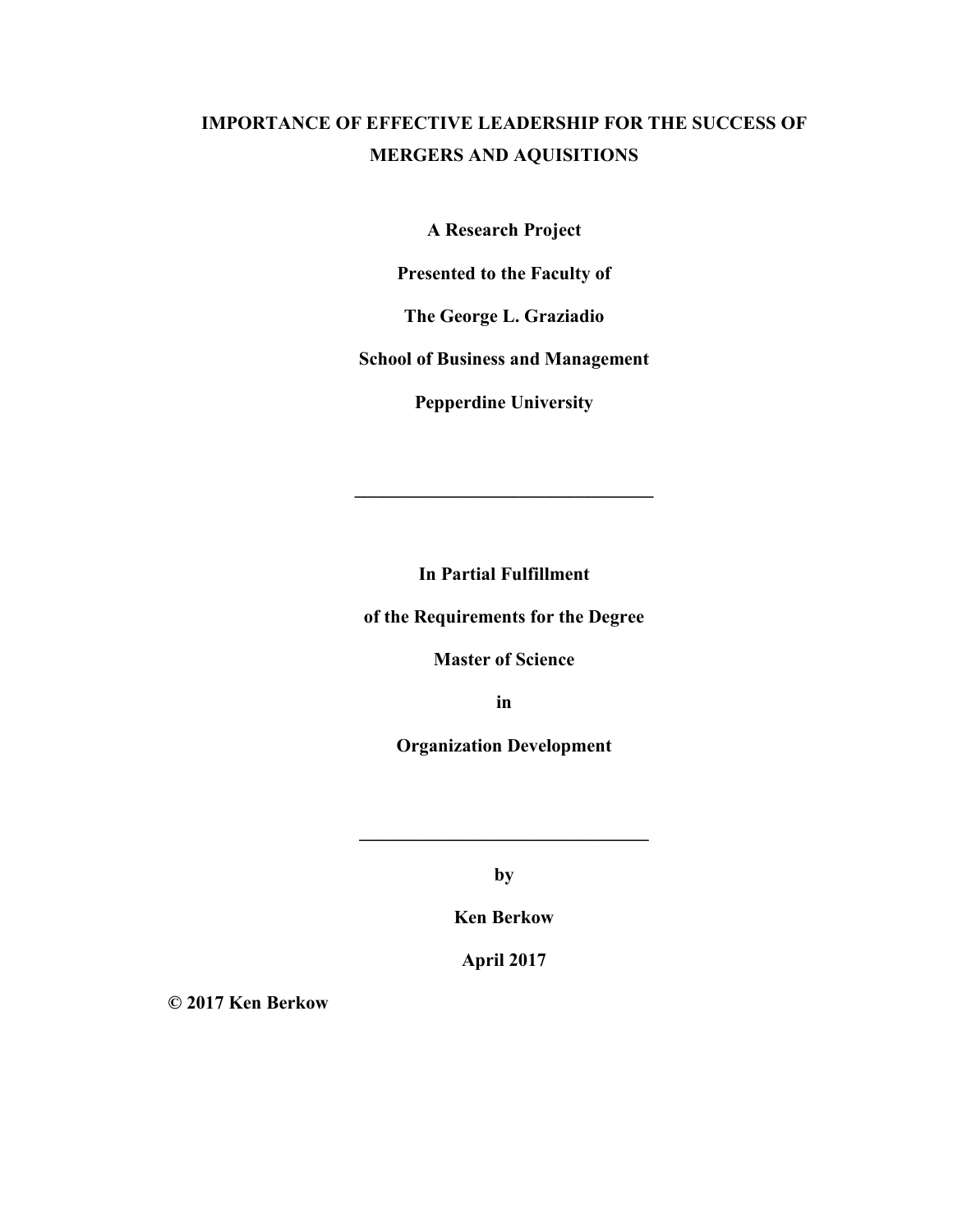# IMPORTANCE OF EFFECTIVE LEADERSHIP FOR THE SUCCESS OF MERGERS AND AQUISITIONS

**A Research Project**

**Presented to the Faculty of**

**The George L. Graziadio**

**School of Business and Management**

**Pepperdine University**

---

**In Partial Fulfillment**

**of the Requirements for the Degree**

**Master of Science**

**in**

**Organization Development**

---

**by**

**Ken Berkow**

**April 2017**

**© 2017 Ken Berkow**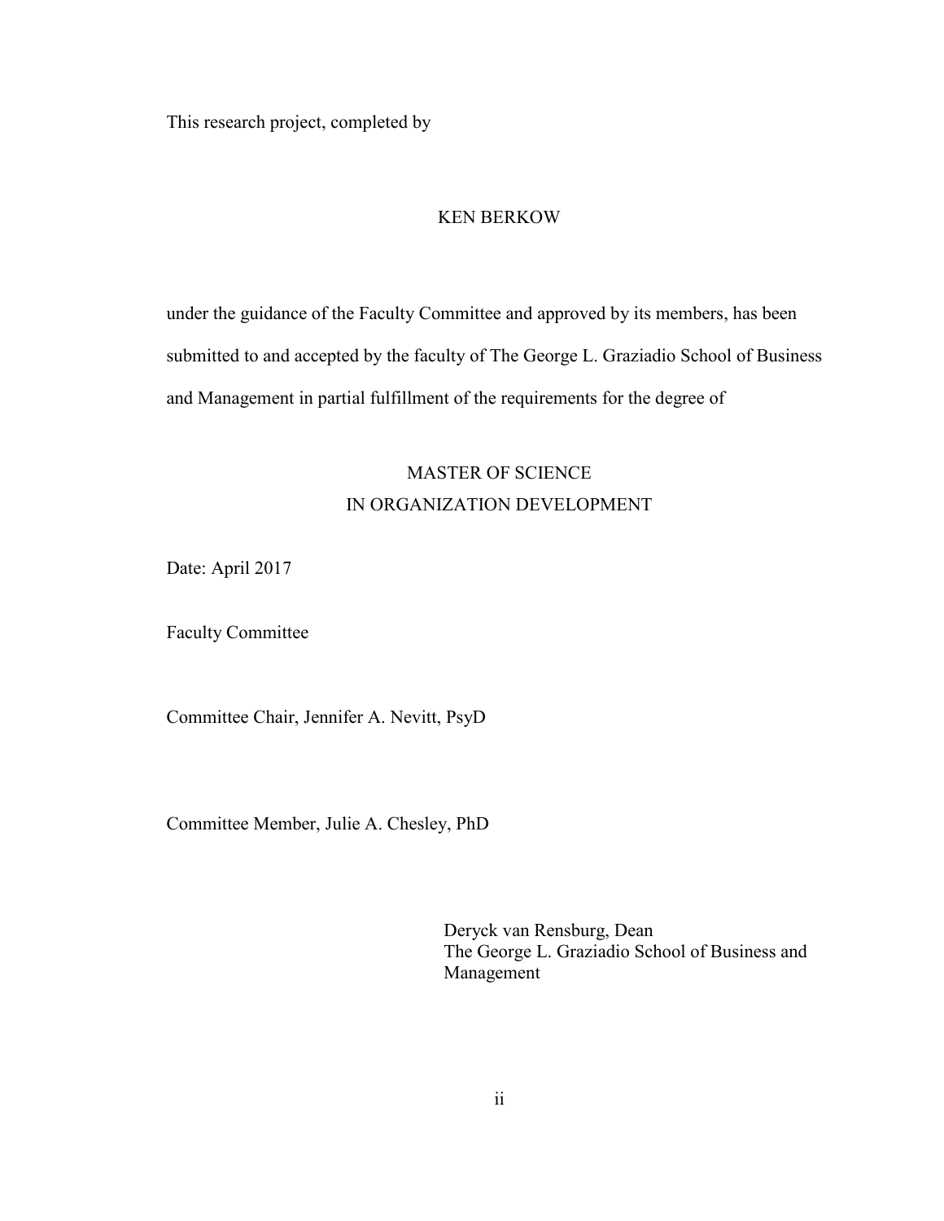This research project, completed by

KEN BERKOW

under the guidance of the Faculty Committee and approved by its members, has been submitted to and accepted by the faculty of The George L. Graziadio School of Business and Management in partial fulfillment of the requirements for the degree of

MASTER OF SCIENCE
IN ORGANIZATION DEVELOPMENT

Date: April 2017

Faculty Committee

Committee Chair, Jennifer A. Nevitt, PsyD

Committee Member, Julie A. Chesley, PhD

Deryck van Rensburg, Dean
The George L. Graziadio School of Business and Management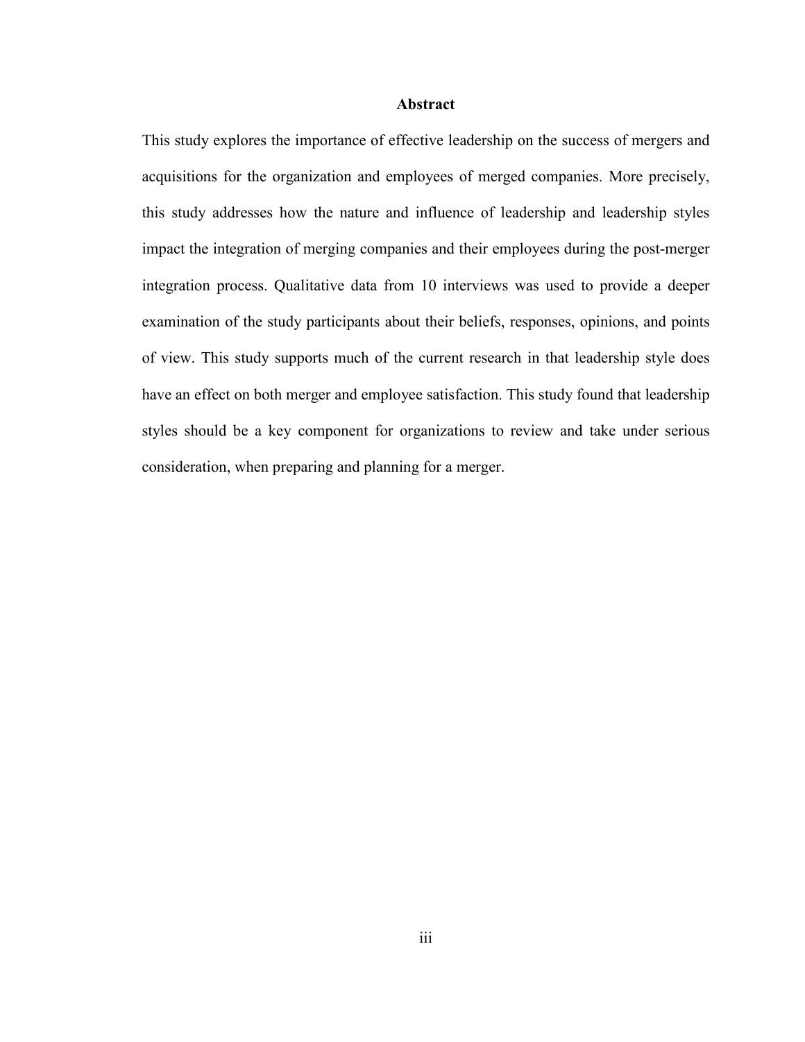## Abstract

This study explores the importance of effective leadership on the success of mergers and acquisitions for the organization and employees of merged companies. More precisely, this study addresses how the nature and influence of leadership and leadership styles impact the integration of merging companies and their employees during the post-merger integration process. Qualitative data from 10 interviews was used to provide a deeper examination of the study participants about their beliefs, responses, opinions, and points of view. This study supports much of the current research in that leadership style does have an effect on both merger and employee satisfaction. This study found that leadership styles should be a key component for organizations to review and take under serious consideration, when preparing and planning for a merger.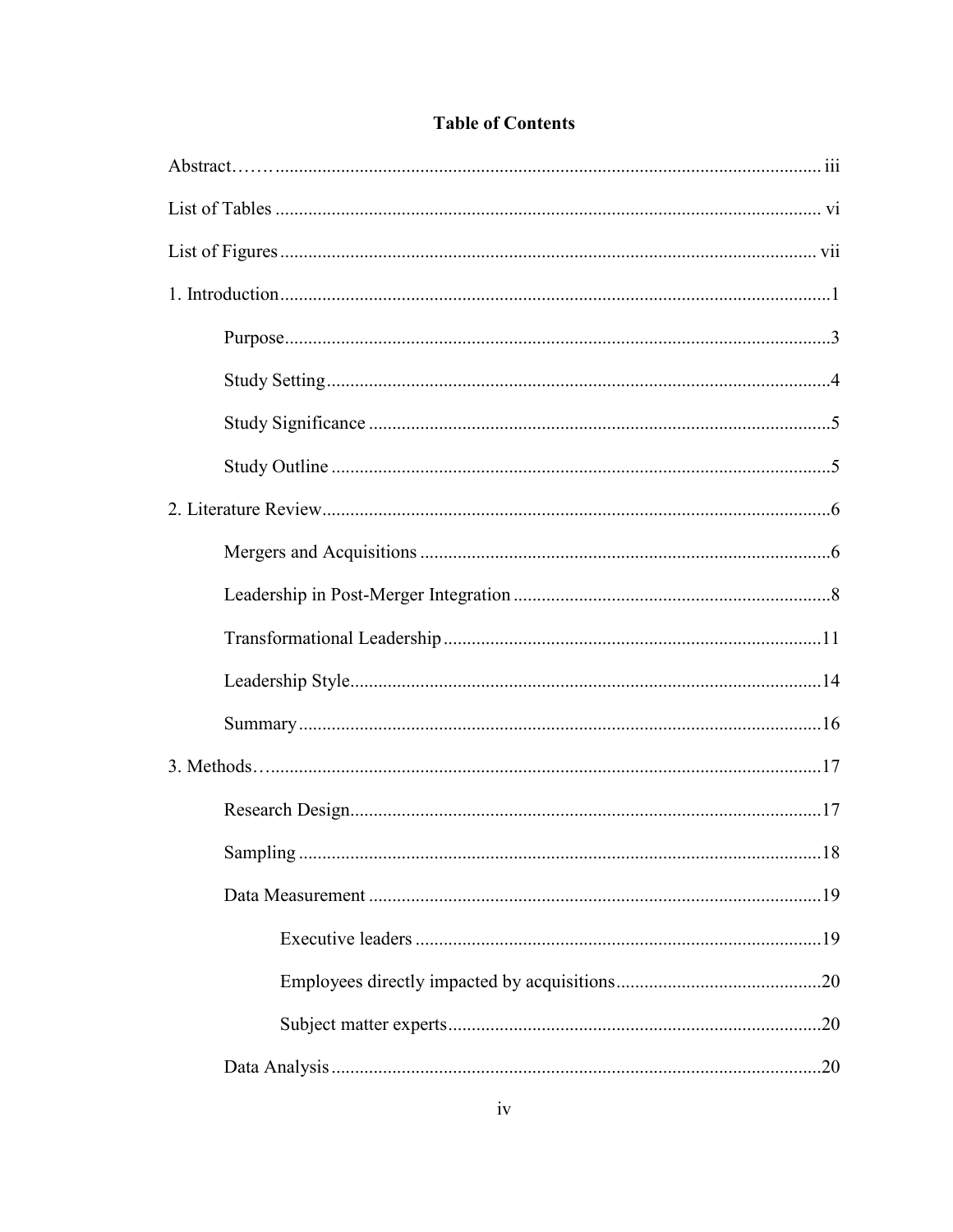## Table of Contents

Abstract……. iii

List of Tables vi

List of Figures vii

1. Introduction 1
    - Purpose 3
    - Study Setting 4
    - Study Significance 5
    - Study Outline 5
2. Literature Review 6
    - Mergers and Acquisitions 6
    - Leadership in Post-Merger Integration 8
    - Transformational Leadership 11
    - Leadership Style 14
    - Summary 16
3. Methods… 17
    - Research Design 17
    - Sampling 18
    - Data Measurement 19
        - Executive leaders 19
        - Employees directly impacted by acquisitions 20
        - Subject matter experts 20
    - Data Analysis 20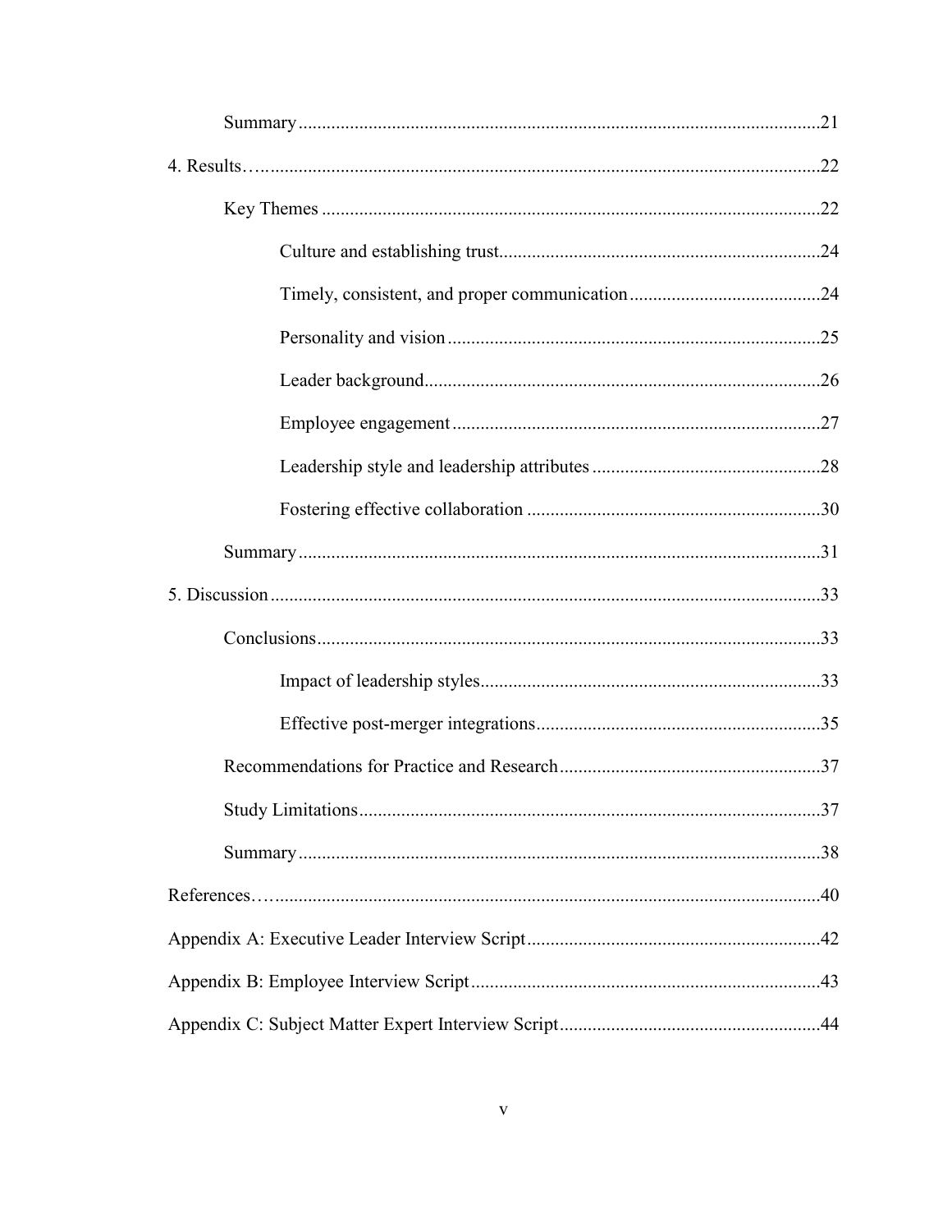Summary ....................................................................................................21

4. Results…...................................................................................................22

Key Themes ...........................................................................................22

Culture and establishing trust.......................................................24

Timely, consistent, and proper communication..........................24

Personality and vision ..................................................................25

Leader background......................................................................26

Employee engagement.................................................................27

Leadership style and leadership attributes ...................................28

Fostering effective collaboration .................................................30

Summary ....................................................................................................31

5. Discussion ...................................................................................................33

Conclusions.............................................................................................33

Impact of leadership styles...........................................................33

Effective post-merger integrations...............................................35

Recommendations for Practice and Research..........................................37

Study Limitations.....................................................................................37

Summary ....................................................................................................38

References…..................................................................................................40

Appendix A: Executive Leader Interview Script...............................................42

Appendix B: Employee Interview Script...........................................................43

Appendix C: Subject Matter Expert Interview Script........................................44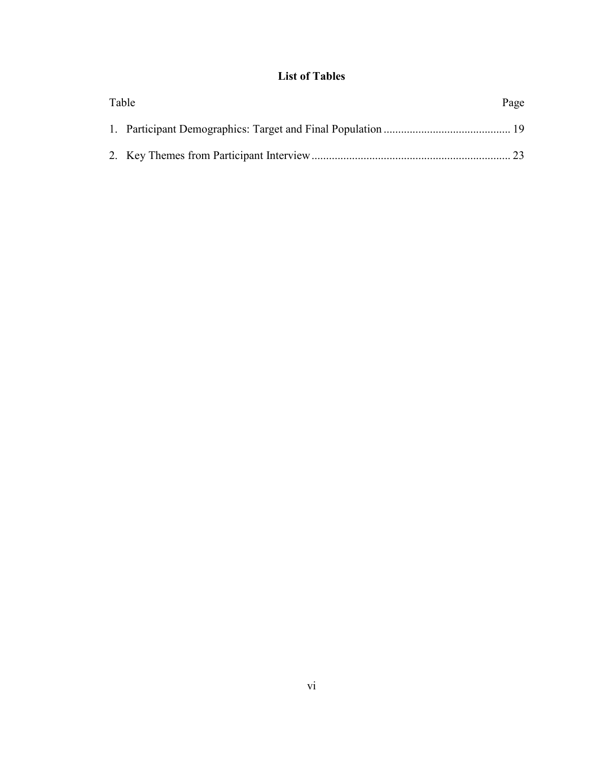# List of Tables

| Table | Page |
|---|---|
| 1. Participant Demographics: Target and Final Population | 19 |
| 2. Key Themes from Participant Interview | 23 |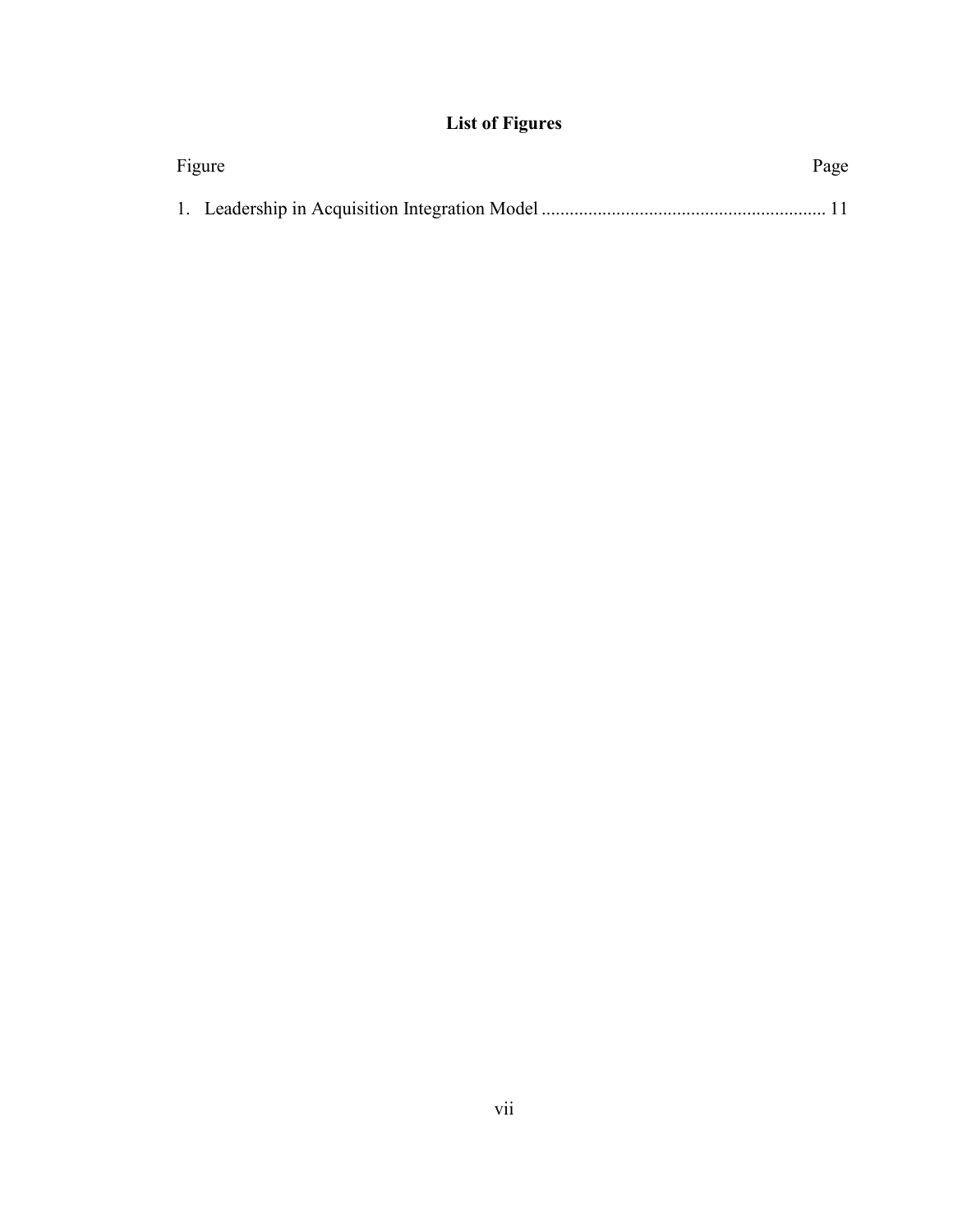## List of Figures

| Figure | Page |
| --- | --- |
| 1. Leadership in Acquisition Integration Model | 11 |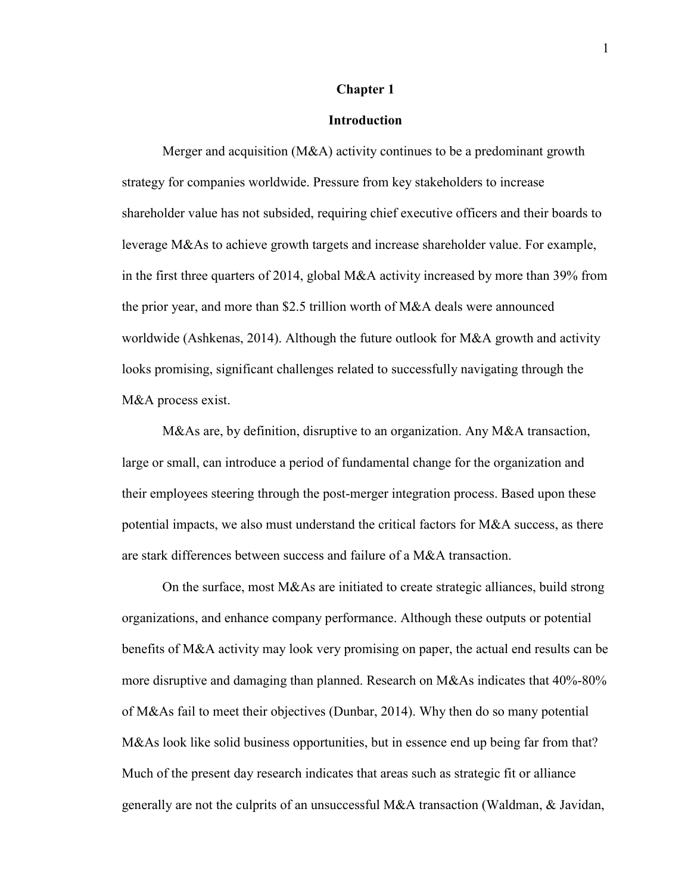# Chapter 1

## Introduction

Merger and acquisition (M&A) activity continues to be a predominant growth strategy for companies worldwide. Pressure from key stakeholders to increase shareholder value has not subsided, requiring chief executive officers and their boards to leverage M&As to achieve growth targets and increase shareholder value. For example, in the first three quarters of 2014, global M&A activity increased by more than 39% from the prior year, and more than $2.5 trillion worth of M&A deals were announced worldwide (Ashkenas, 2014). Although the future outlook for M&A growth and activity looks promising, significant challenges related to successfully navigating through the M&A process exist.

M&As are, by definition, disruptive to an organization. Any M&A transaction, large or small, can introduce a period of fundamental change for the organization and their employees steering through the post-merger integration process. Based upon these potential impacts, we also must understand the critical factors for M&A success, as there are stark differences between success and failure of a M&A transaction.

On the surface, most M&As are initiated to create strategic alliances, build strong organizations, and enhance company performance. Although these outputs or potential benefits of M&A activity may look very promising on paper, the actual end results can be more disruptive and damaging than planned. Research on M&As indicates that 40%-80% of M&As fail to meet their objectives (Dunbar, 2014). Why then do so many potential M&As look like solid business opportunities, but in essence end up being far from that? Much of the present day research indicates that areas such as strategic fit or alliance generally are not the culprits of an unsuccessful M&A transaction (Waldman, & Javidan,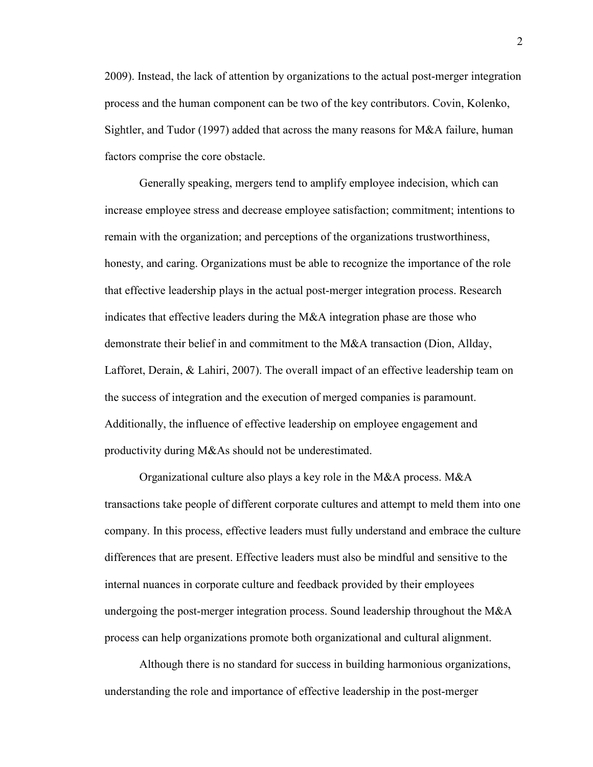2009). Instead, the lack of attention by organizations to the actual post-merger integration process and the human component can be two of the key contributors. Covin, Kolenko, Sightler, and Tudor (1997) added that across the many reasons for M&A failure, human factors comprise the core obstacle.

Generally speaking, mergers tend to amplify employee indecision, which can increase employee stress and decrease employee satisfaction; commitment; intentions to remain with the organization; and perceptions of the organizations trustworthiness, honesty, and caring. Organizations must be able to recognize the importance of the role that effective leadership plays in the actual post-merger integration process. Research indicates that effective leaders during the M&A integration phase are those who demonstrate their belief in and commitment to the M&A transaction (Dion, Allday, Lafforet, Derain, & Lahiri, 2007). The overall impact of an effective leadership team on the success of integration and the execution of merged companies is paramount. Additionally, the influence of effective leadership on employee engagement and productivity during M&As should not be underestimated.

Organizational culture also plays a key role in the M&A process. M&A transactions take people of different corporate cultures and attempt to meld them into one company. In this process, effective leaders must fully understand and embrace the culture differences that are present. Effective leaders must also be mindful and sensitive to the internal nuances in corporate culture and feedback provided by their employees undergoing the post-merger integration process. Sound leadership throughout the M&A process can help organizations promote both organizational and cultural alignment.

Although there is no standard for success in building harmonious organizations, understanding the role and importance of effective leadership in the post-merger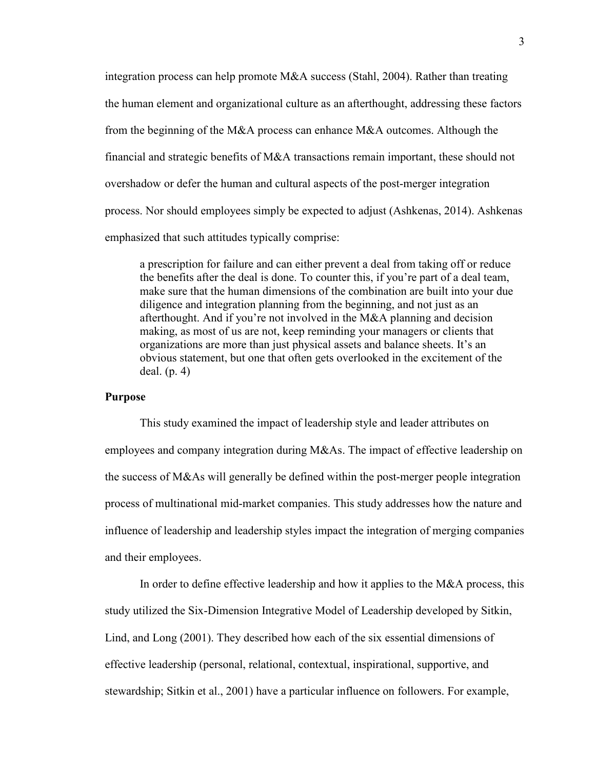integration process can help promote M&A success (Stahl, 2004). Rather than treating the human element and organizational culture as an afterthought, addressing these factors from the beginning of the M&A process can enhance M&A outcomes. Although the financial and strategic benefits of M&A transactions remain important, these should not overshadow or defer the human and cultural aspects of the post-merger integration process. Nor should employees simply be expected to adjust (Ashkenas, 2014). Ashkenas emphasized that such attitudes typically comprise:

> a prescription for failure and can either prevent a deal from taking off or reduce the benefits after the deal is done. To counter this, if you're part of a deal team, make sure that the human dimensions of the combination are built into your due diligence and integration planning from the beginning, and not just as an afterthought. And if you're not involved in the M&A planning and decision making, as most of us are not, keep reminding your managers or clients that organizations are more than just physical assets and balance sheets. It's an obvious statement, but one that often gets overlooked in the excitement of the deal. (p. 4)

**Purpose**

This study examined the impact of leadership style and leader attributes on employees and company integration during M&As. The impact of effective leadership on the success of M&As will generally be defined within the post-merger people integration process of multinational mid-market companies. This study addresses how the nature and influence of leadership and leadership styles impact the integration of merging companies and their employees.

In order to define effective leadership and how it applies to the M&A process, this study utilized the Six-Dimension Integrative Model of Leadership developed by Sitkin, Lind, and Long (2001). They described how each of the six essential dimensions of effective leadership (personal, relational, contextual, inspirational, supportive, and stewardship; Sitkin et al., 2001) have a particular influence on followers. For example,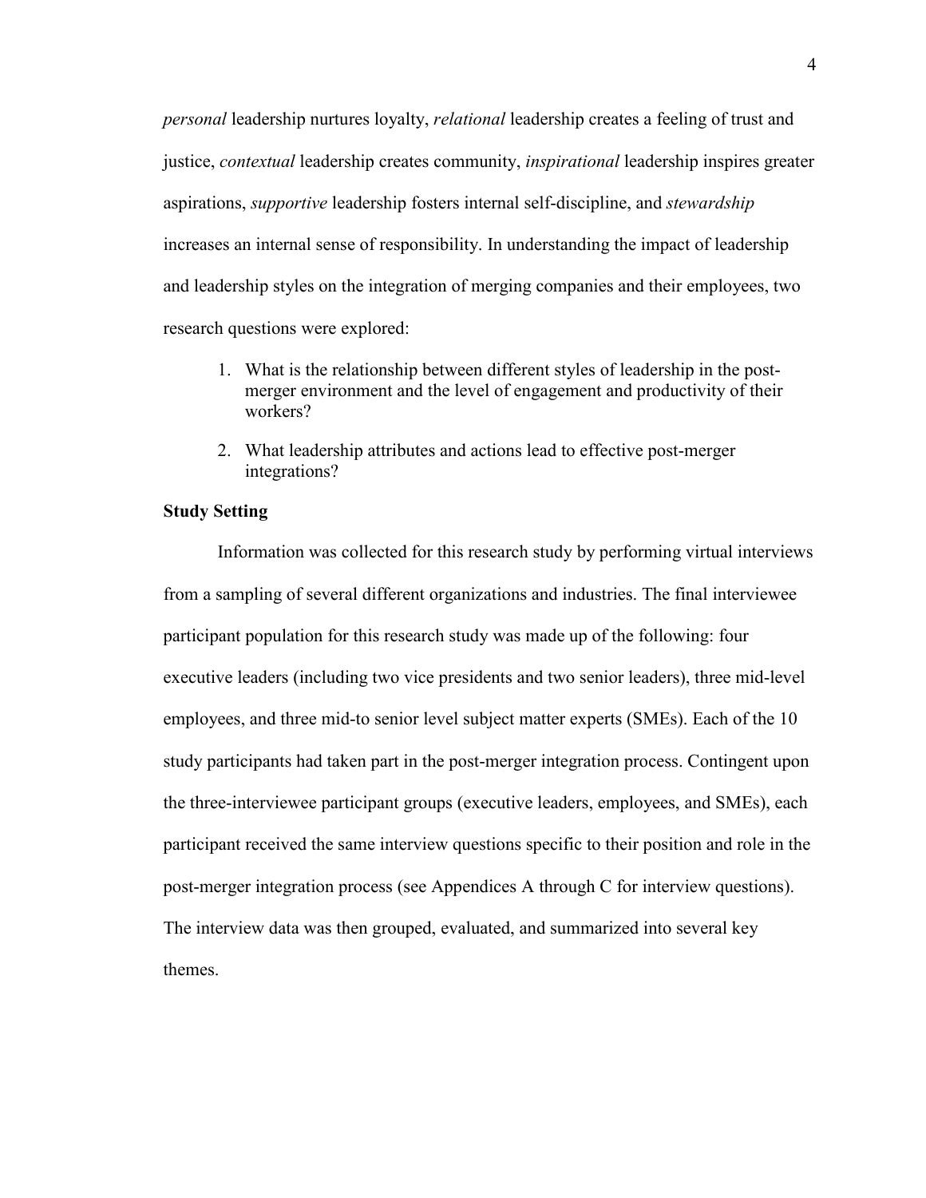*personal* leadership nurtures loyalty, *relational* leadership creates a feeling of trust and justice, *contextual* leadership creates community, *inspirational* leadership inspires greater aspirations, *supportive* leadership fosters internal self-discipline, and *stewardship* increases an internal sense of responsibility. In understanding the impact of leadership and leadership styles on the integration of merging companies and their employees, two research questions were explored:

1. What is the relationship between different styles of leadership in the post-merger environment and the level of engagement and productivity of their workers?
2. What leadership attributes and actions lead to effective post-merger integrations?

**Study Setting**

Information was collected for this research study by performing virtual interviews from a sampling of several different organizations and industries. The final interviewee participant population for this research study was made up of the following: four executive leaders (including two vice presidents and two senior leaders), three mid-level employees, and three mid-to senior level subject matter experts (SMEs). Each of the 10 study participants had taken part in the post-merger integration process. Contingent upon the three-interviewee participant groups (executive leaders, employees, and SMEs), each participant received the same interview questions specific to their position and role in the post-merger integration process (see Appendices A through C for interview questions). The interview data was then grouped, evaluated, and summarized into several key themes.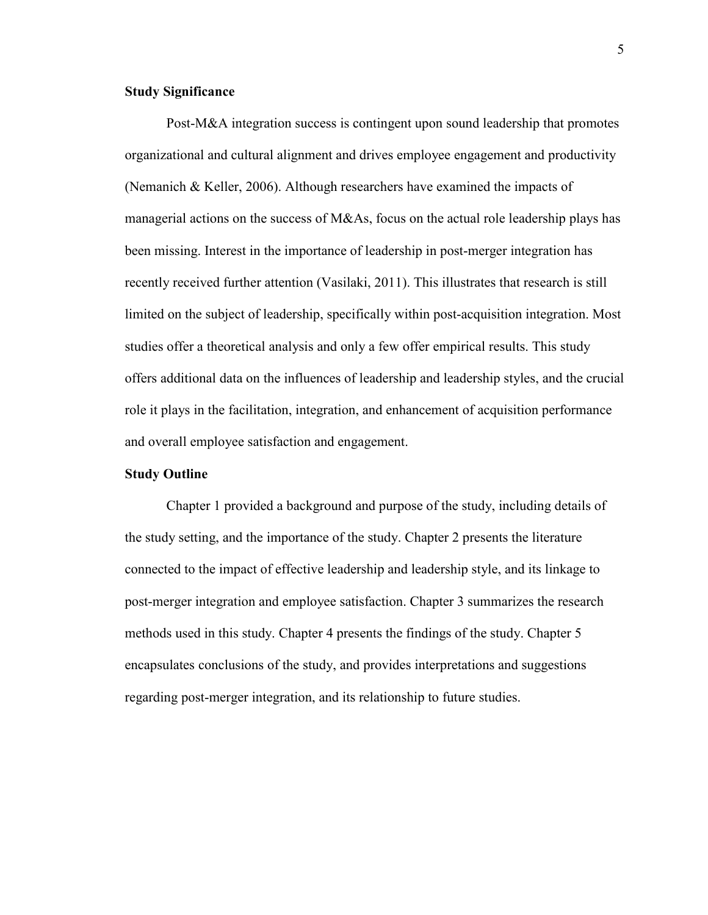### Study Significance

Post-M&A integration success is contingent upon sound leadership that promotes organizational and cultural alignment and drives employee engagement and productivity (Nemanich & Keller, 2006). Although researchers have examined the impacts of managerial actions on the success of M&As, focus on the actual role leadership plays has been missing. Interest in the importance of leadership in post-merger integration has recently received further attention (Vasilaki, 2011). This illustrates that research is still limited on the subject of leadership, specifically within post-acquisition integration. Most studies offer a theoretical analysis and only a few offer empirical results. This study offers additional data on the influences of leadership and leadership styles, and the crucial role it plays in the facilitation, integration, and enhancement of acquisition performance and overall employee satisfaction and engagement.

### Study Outline

Chapter 1 provided a background and purpose of the study, including details of the study setting, and the importance of the study. Chapter 2 presents the literature connected to the impact of effective leadership and leadership style, and its linkage to post-merger integration and employee satisfaction. Chapter 3 summarizes the research methods used in this study. Chapter 4 presents the findings of the study. Chapter 5 encapsulates conclusions of the study, and provides interpretations and suggestions regarding post-merger integration, and its relationship to future studies.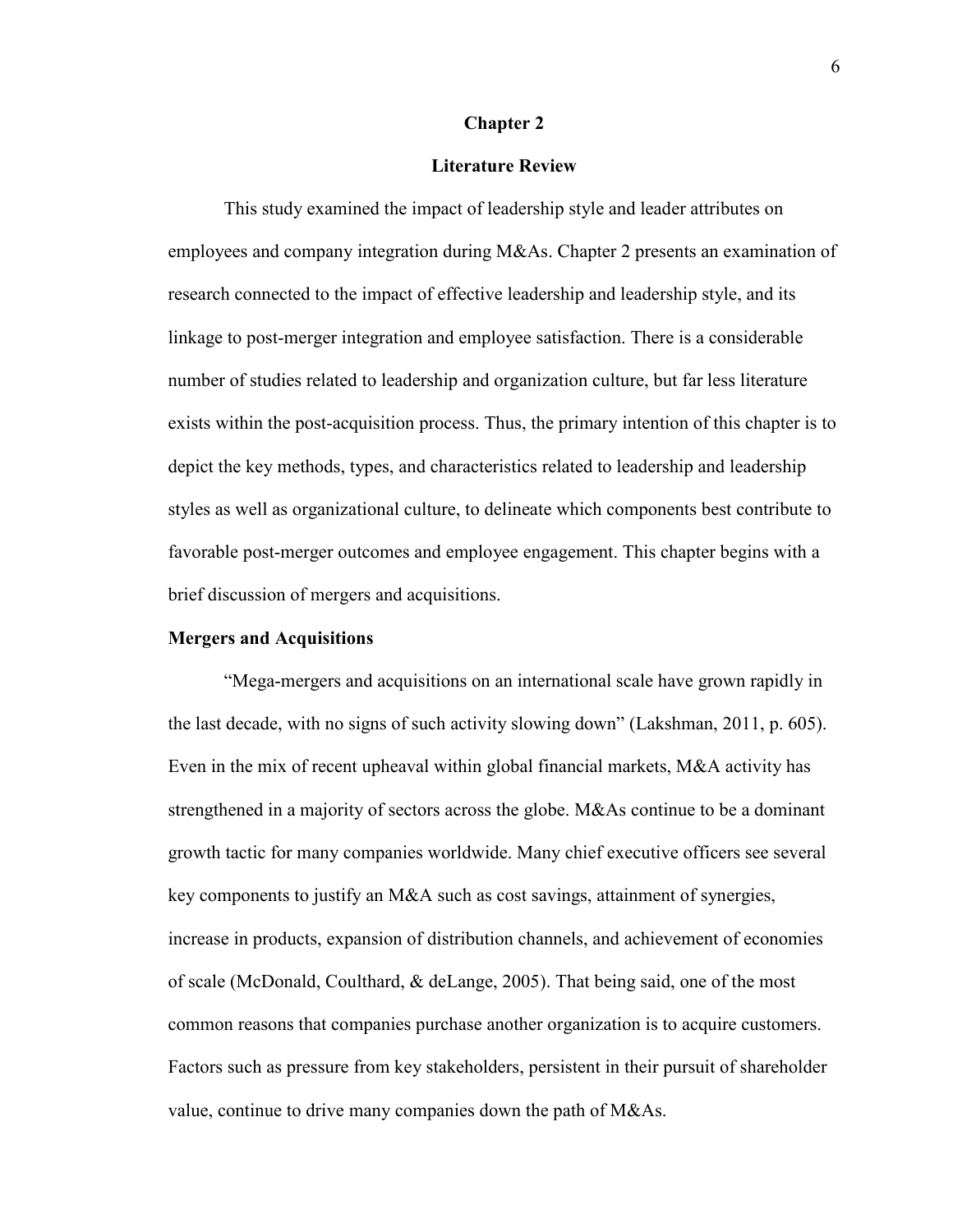# Chapter 2

## Literature Review

This study examined the impact of leadership style and leader attributes on employees and company integration during M&As. Chapter 2 presents an examination of research connected to the impact of effective leadership and leadership style, and its linkage to post-merger integration and employee satisfaction. There is a considerable number of studies related to leadership and organization culture, but far less literature exists within the post-acquisition process. Thus, the primary intention of this chapter is to depict the key methods, types, and characteristics related to leadership and leadership styles as well as organizational culture, to delineate which components best contribute to favorable post-merger outcomes and employee engagement. This chapter begins with a brief discussion of mergers and acquisitions.

### Mergers and Acquisitions

"Mega-mergers and acquisitions on an international scale have grown rapidly in the last decade, with no signs of such activity slowing down" (Lakshman, 2011, p. 605). Even in the mix of recent upheaval within global financial markets, M&A activity has strengthened in a majority of sectors across the globe. M&As continue to be a dominant growth tactic for many companies worldwide. Many chief executive officers see several key components to justify an M&A such as cost savings, attainment of synergies, increase in products, expansion of distribution channels, and achievement of economies of scale (McDonald, Coulthard, & deLange, 2005). That being said, one of the most common reasons that companies purchase another organization is to acquire customers. Factors such as pressure from key stakeholders, persistent in their pursuit of shareholder value, continue to drive many companies down the path of M&As.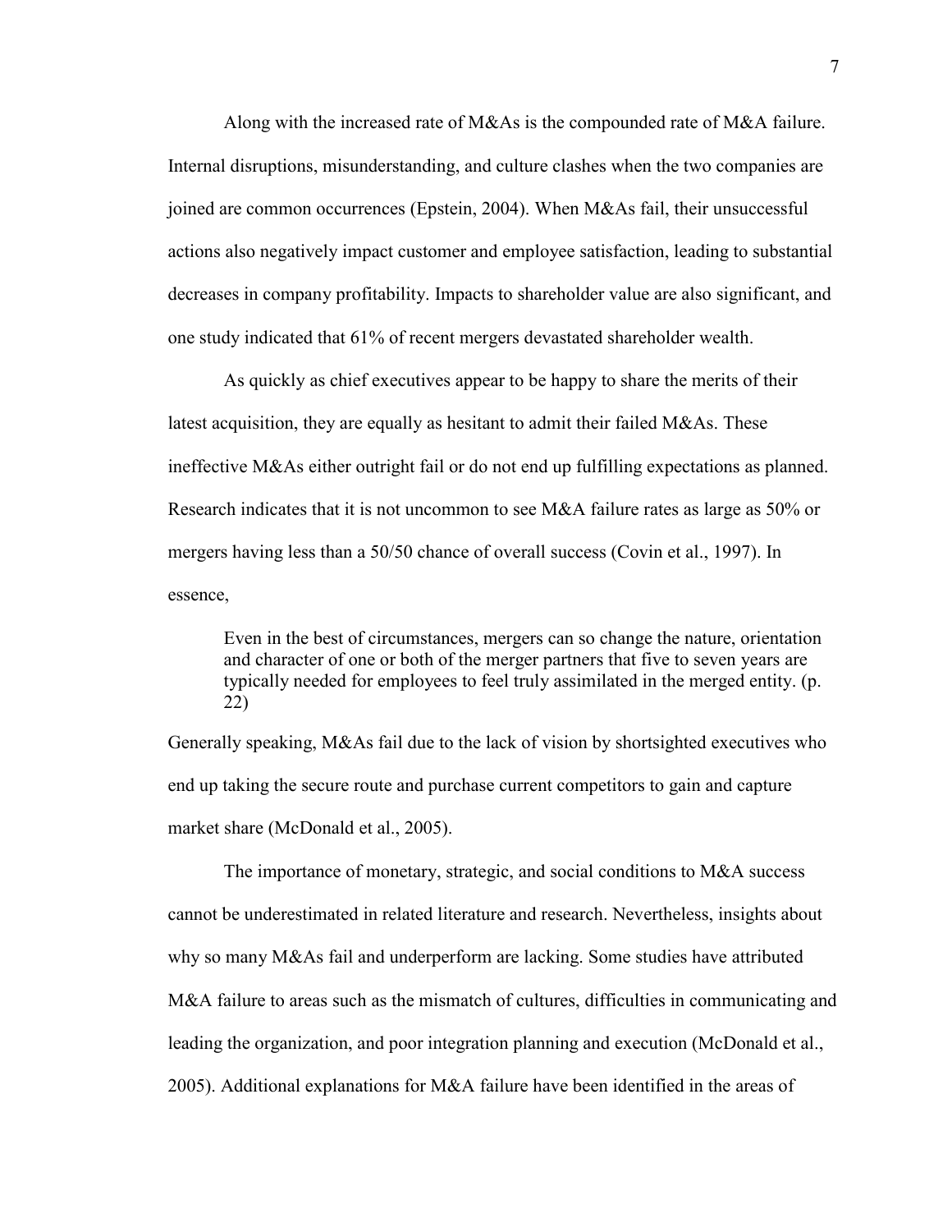Along with the increased rate of M&As is the compounded rate of M&A failure. Internal disruptions, misunderstanding, and culture clashes when the two companies are joined are common occurrences (Epstein, 2004). When M&As fail, their unsuccessful actions also negatively impact customer and employee satisfaction, leading to substantial decreases in company profitability. Impacts to shareholder value are also significant, and one study indicated that 61% of recent mergers devastated shareholder wealth.

As quickly as chief executives appear to be happy to share the merits of their latest acquisition, they are equally as hesitant to admit their failed M&As. These ineffective M&As either outright fail or do not end up fulfilling expectations as planned. Research indicates that it is not uncommon to see M&A failure rates as large as 50% or mergers having less than a 50/50 chance of overall success (Covin et al., 1997). In essence,

> Even in the best of circumstances, mergers can so change the nature, orientation and character of one or both of the merger partners that five to seven years are typically needed for employees to feel truly assimilated in the merged entity. (p. 22)

Generally speaking, M&As fail due to the lack of vision by shortsighted executives who end up taking the secure route and purchase current competitors to gain and capture market share (McDonald et al., 2005).

The importance of monetary, strategic, and social conditions to M&A success cannot be underestimated in related literature and research. Nevertheless, insights about why so many M&As fail and underperform are lacking. Some studies have attributed M&A failure to areas such as the mismatch of cultures, difficulties in communicating and leading the organization, and poor integration planning and execution (McDonald et al., 2005). Additional explanations for M&A failure have been identified in the areas of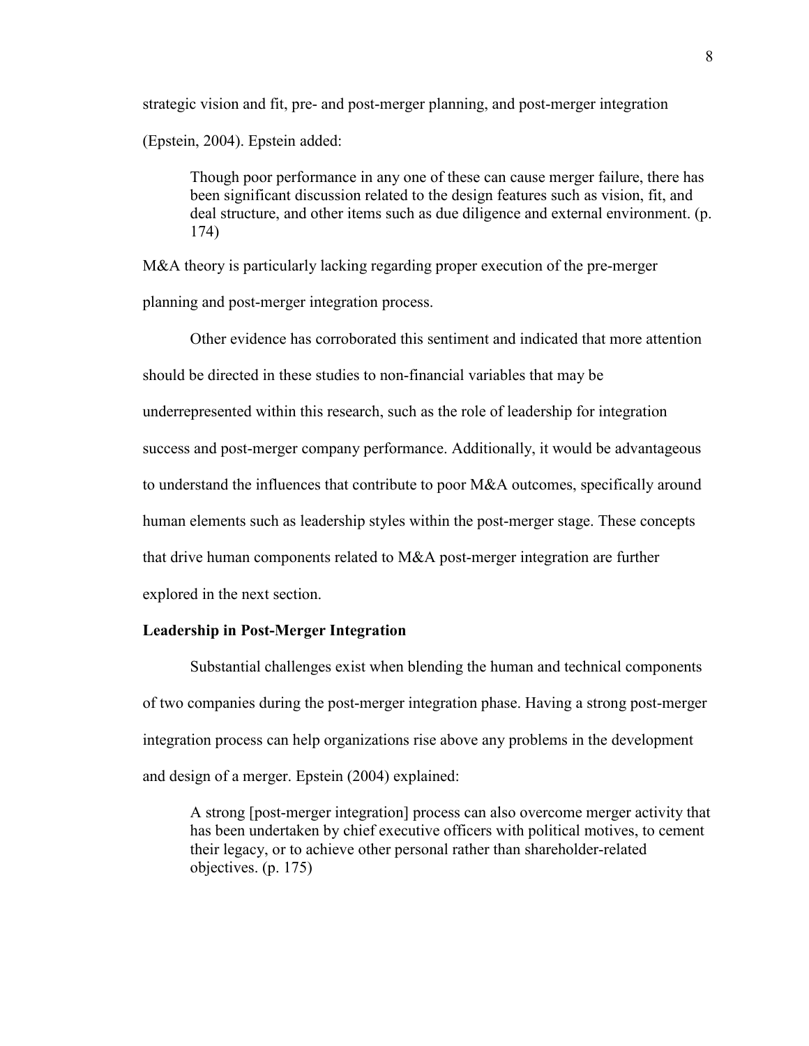strategic vision and fit, pre- and post-merger planning, and post-merger integration (Epstein, 2004). Epstein added:

> Though poor performance in any one of these can cause merger failure, there has been significant discussion related to the design features such as vision, fit, and deal structure, and other items such as due diligence and external environment. (p. 174)

M&A theory is particularly lacking regarding proper execution of the pre-merger planning and post-merger integration process.

Other evidence has corroborated this sentiment and indicated that more attention should be directed in these studies to non-financial variables that may be underrepresented within this research, such as the role of leadership for integration success and post-merger company performance. Additionally, it would be advantageous to understand the influences that contribute to poor M&A outcomes, specifically around human elements such as leadership styles within the post-merger stage. These concepts that drive human components related to M&A post-merger integration are further explored in the next section.

**Leadership in Post-Merger Integration**

Substantial challenges exist when blending the human and technical components of two companies during the post-merger integration phase. Having a strong post-merger integration process can help organizations rise above any problems in the development and design of a merger. Epstein (2004) explained:

> A strong [post-merger integration] process can also overcome merger activity that has been undertaken by chief executive officers with political motives, to cement their legacy, or to achieve other personal rather than shareholder-related objectives. (p. 175)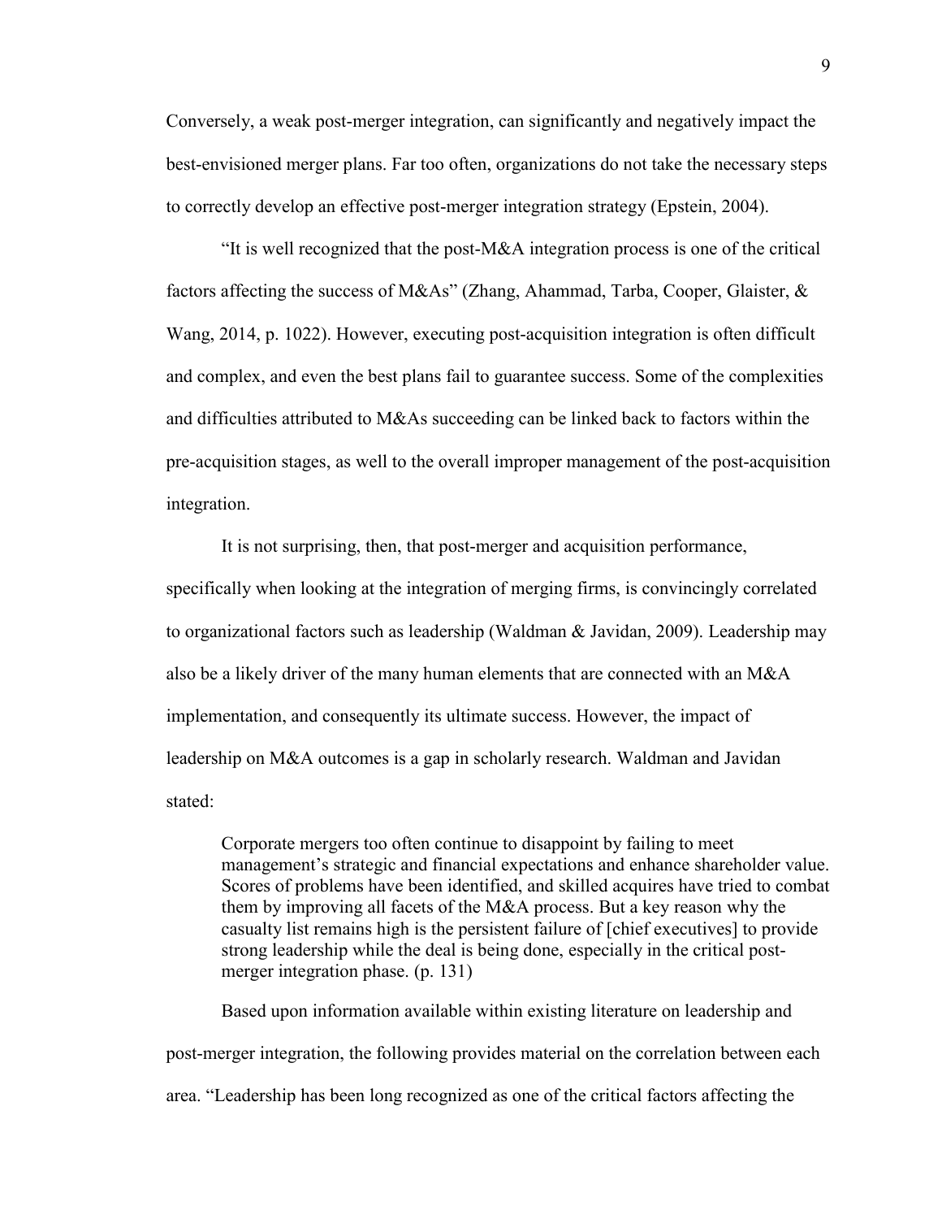Conversely, a weak post-merger integration, can significantly and negatively impact the best-envisioned merger plans. Far too often, organizations do not take the necessary steps to correctly develop an effective post-merger integration strategy (Epstein, 2004).

"It is well recognized that the post-M&A integration process is one of the critical factors affecting the success of M&As" (Zhang, Ahammad, Tarba, Cooper, Glaister, & Wang, 2014, p. 1022). However, executing post-acquisition integration is often difficult and complex, and even the best plans fail to guarantee success. Some of the complexities and difficulties attributed to M&As succeeding can be linked back to factors within the pre-acquisition stages, as well to the overall improper management of the post-acquisition integration.

It is not surprising, then, that post-merger and acquisition performance, specifically when looking at the integration of merging firms, is convincingly correlated to organizational factors such as leadership (Waldman & Javidan, 2009). Leadership may also be a likely driver of the many human elements that are connected with an M&A implementation, and consequently its ultimate success. However, the impact of leadership on M&A outcomes is a gap in scholarly research. Waldman and Javidan stated:

> Corporate mergers too often continue to disappoint by failing to meet management's strategic and financial expectations and enhance shareholder value. Scores of problems have been identified, and skilled acquires have tried to combat them by improving all facets of the M&A process. But a key reason why the casualty list remains high is the persistent failure of [chief executives] to provide strong leadership while the deal is being done, especially in the critical post-merger integration phase. (p. 131)

Based upon information available within existing literature on leadership and post-merger integration, the following provides material on the correlation between each area. "Leadership has been long recognized as one of the critical factors affecting the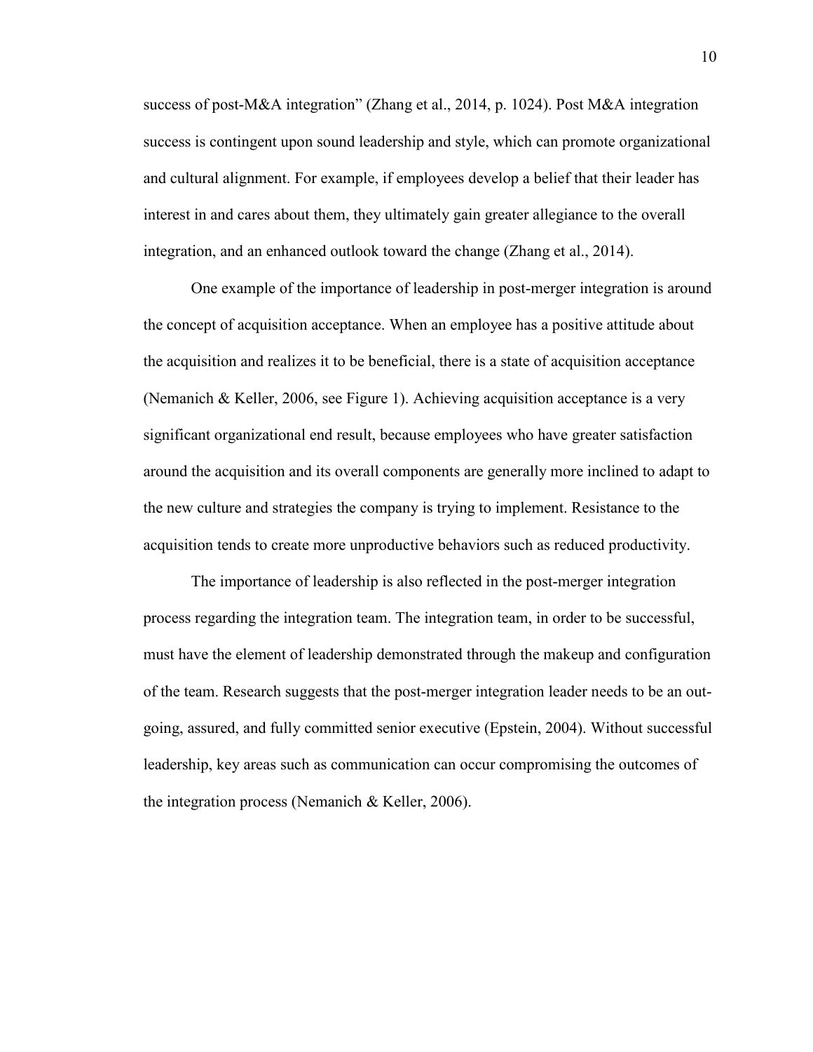success of post-M&A integration" (Zhang et al., 2014, p. 1024). Post M&A integration success is contingent upon sound leadership and style, which can promote organizational and cultural alignment. For example, if employees develop a belief that their leader has interest in and cares about them, they ultimately gain greater allegiance to the overall integration, and an enhanced outlook toward the change (Zhang et al., 2014).

One example of the importance of leadership in post-merger integration is around the concept of acquisition acceptance. When an employee has a positive attitude about the acquisition and realizes it to be beneficial, there is a state of acquisition acceptance (Nemanich & Keller, 2006, see Figure 1). Achieving acquisition acceptance is a very significant organizational end result, because employees who have greater satisfaction around the acquisition and its overall components are generally more inclined to adapt to the new culture and strategies the company is trying to implement. Resistance to the acquisition tends to create more unproductive behaviors such as reduced productivity.

The importance of leadership is also reflected in the post-merger integration process regarding the integration team. The integration team, in order to be successful, must have the element of leadership demonstrated through the makeup and configuration of the team. Research suggests that the post-merger integration leader needs to be an out-going, assured, and fully committed senior executive (Epstein, 2004). Without successful leadership, key areas such as communication can occur compromising the outcomes of the integration process (Nemanich & Keller, 2006).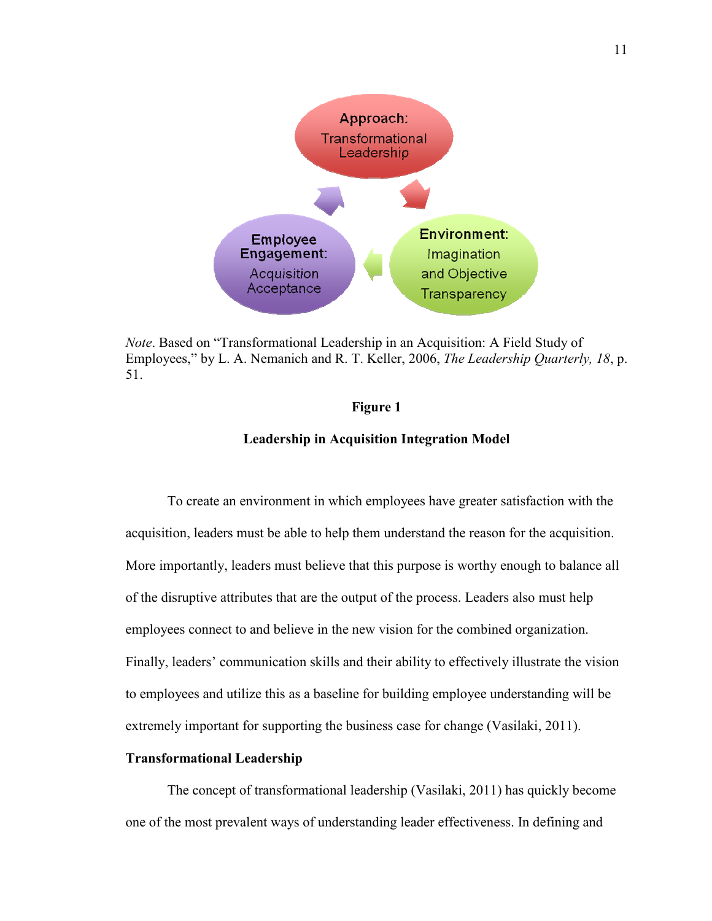*Note*. Based on "Transformational Leadership in an Acquisition: A Field Study of Employees," by L. A. Nemanich and R. T. Keller, 2006, *The Leadership Quarterly, 18*, p. 51.

**Figure 1**

**Leadership in Acquisition Integration Model**

To create an environment in which employees have greater satisfaction with the acquisition, leaders must be able to help them understand the reason for the acquisition. More importantly, leaders must believe that this purpose is worthy enough to balance all of the disruptive attributes that are the output of the process. Leaders also must help employees connect to and believe in the new vision for the combined organization. Finally, leaders' communication skills and their ability to effectively illustrate the vision to employees and utilize this as a baseline for building employee understanding will be extremely important for supporting the business case for change (Vasilaki, 2011).

## Transformational Leadership

The concept of transformational leadership (Vasilaki, 2011) has quickly become one of the most prevalent ways of understanding leader effectiveness. In defining and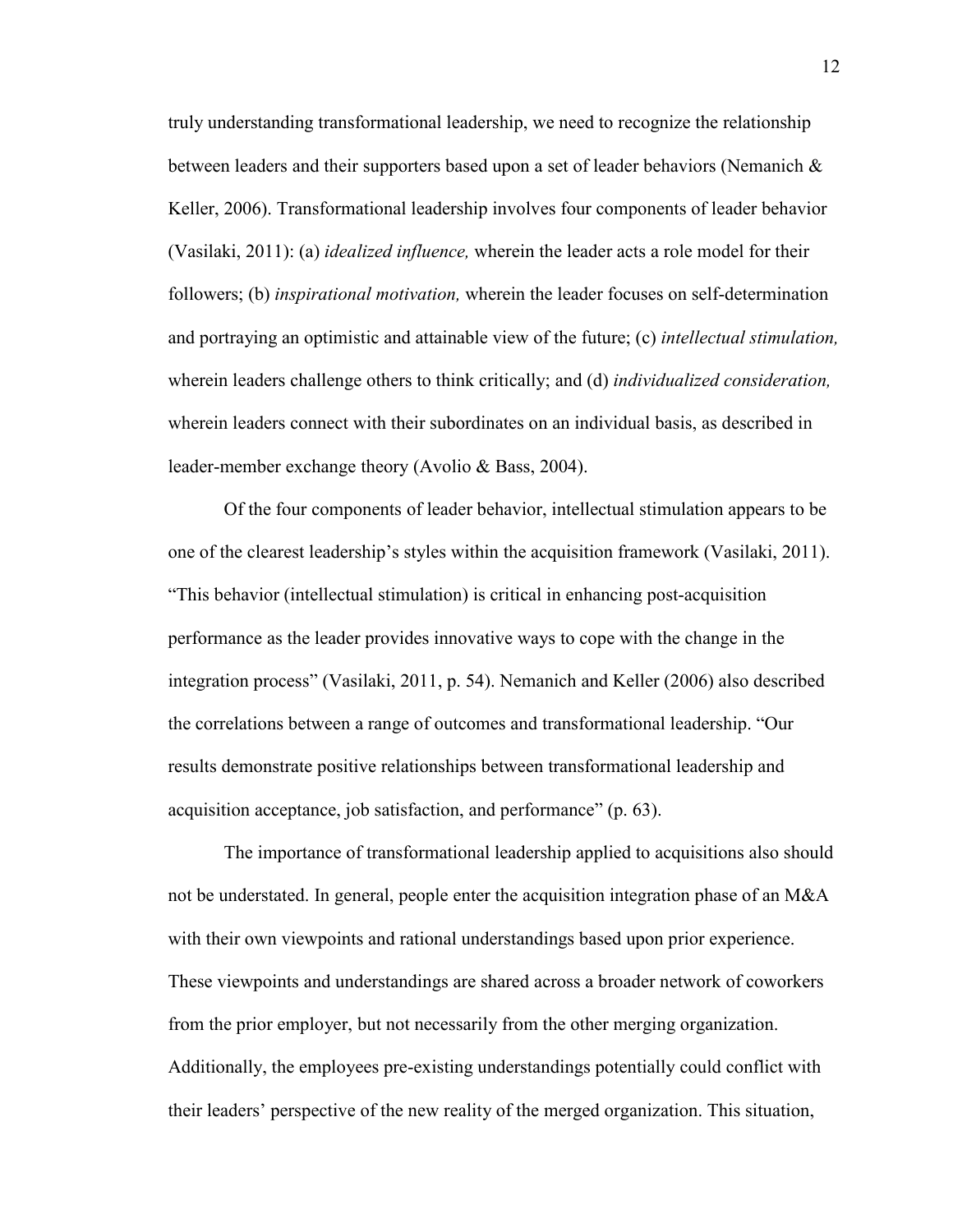truly understanding transformational leadership, we need to recognize the relationship between leaders and their supporters based upon a set of leader behaviors (Nemanich & Keller, 2006). Transformational leadership involves four components of leader behavior (Vasilaki, 2011): (a) *idealized influence,* wherein the leader acts a role model for their followers; (b) *inspirational motivation,* wherein the leader focuses on self-determination and portraying an optimistic and attainable view of the future; (c) *intellectual stimulation,* wherein leaders challenge others to think critically; and (d) *individualized consideration,* wherein leaders connect with their subordinates on an individual basis, as described in leader-member exchange theory (Avolio & Bass, 2004).

Of the four components of leader behavior, intellectual stimulation appears to be one of the clearest leadership's styles within the acquisition framework (Vasilaki, 2011). "This behavior (intellectual stimulation) is critical in enhancing post-acquisition performance as the leader provides innovative ways to cope with the change in the integration process" (Vasilaki, 2011, p. 54). Nemanich and Keller (2006) also described the correlations between a range of outcomes and transformational leadership. "Our results demonstrate positive relationships between transformational leadership and acquisition acceptance, job satisfaction, and performance" (p. 63).

The importance of transformational leadership applied to acquisitions also should not be understated. In general, people enter the acquisition integration phase of an M&A with their own viewpoints and rational understandings based upon prior experience. These viewpoints and understandings are shared across a broader network of coworkers from the prior employer, but not necessarily from the other merging organization. Additionally, the employees pre-existing understandings potentially could conflict with their leaders' perspective of the new reality of the merged organization. This situation,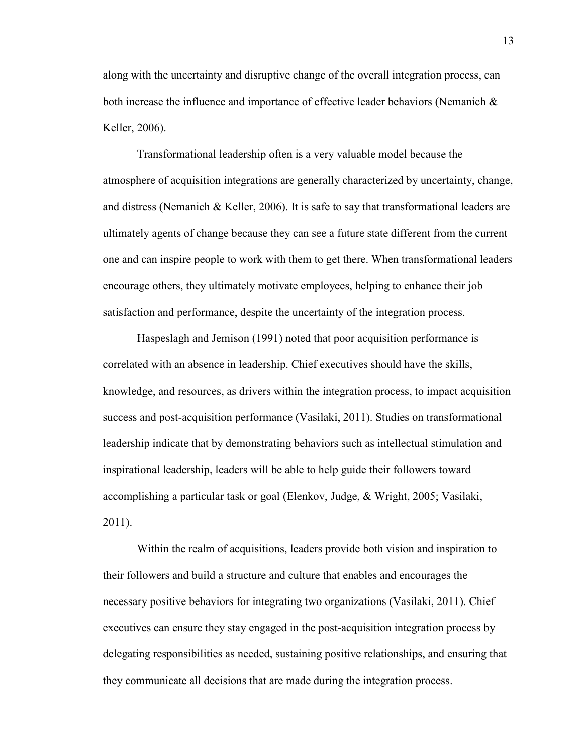along with the uncertainty and disruptive change of the overall integration process, can both increase the influence and importance of effective leader behaviors (Nemanich & Keller, 2006).

Transformational leadership often is a very valuable model because the atmosphere of acquisition integrations are generally characterized by uncertainty, change, and distress (Nemanich & Keller, 2006). It is safe to say that transformational leaders are ultimately agents of change because they can see a future state different from the current one and can inspire people to work with them to get there. When transformational leaders encourage others, they ultimately motivate employees, helping to enhance their job satisfaction and performance, despite the uncertainty of the integration process.

Haspeslagh and Jemison (1991) noted that poor acquisition performance is correlated with an absence in leadership. Chief executives should have the skills, knowledge, and resources, as drivers within the integration process, to impact acquisition success and post-acquisition performance (Vasilaki, 2011). Studies on transformational leadership indicate that by demonstrating behaviors such as intellectual stimulation and inspirational leadership, leaders will be able to help guide their followers toward accomplishing a particular task or goal (Elenkov, Judge, & Wright, 2005; Vasilaki, 2011).

Within the realm of acquisitions, leaders provide both vision and inspiration to their followers and build a structure and culture that enables and encourages the necessary positive behaviors for integrating two organizations (Vasilaki, 2011). Chief executives can ensure they stay engaged in the post-acquisition integration process by delegating responsibilities as needed, sustaining positive relationships, and ensuring that they communicate all decisions that are made during the integration process.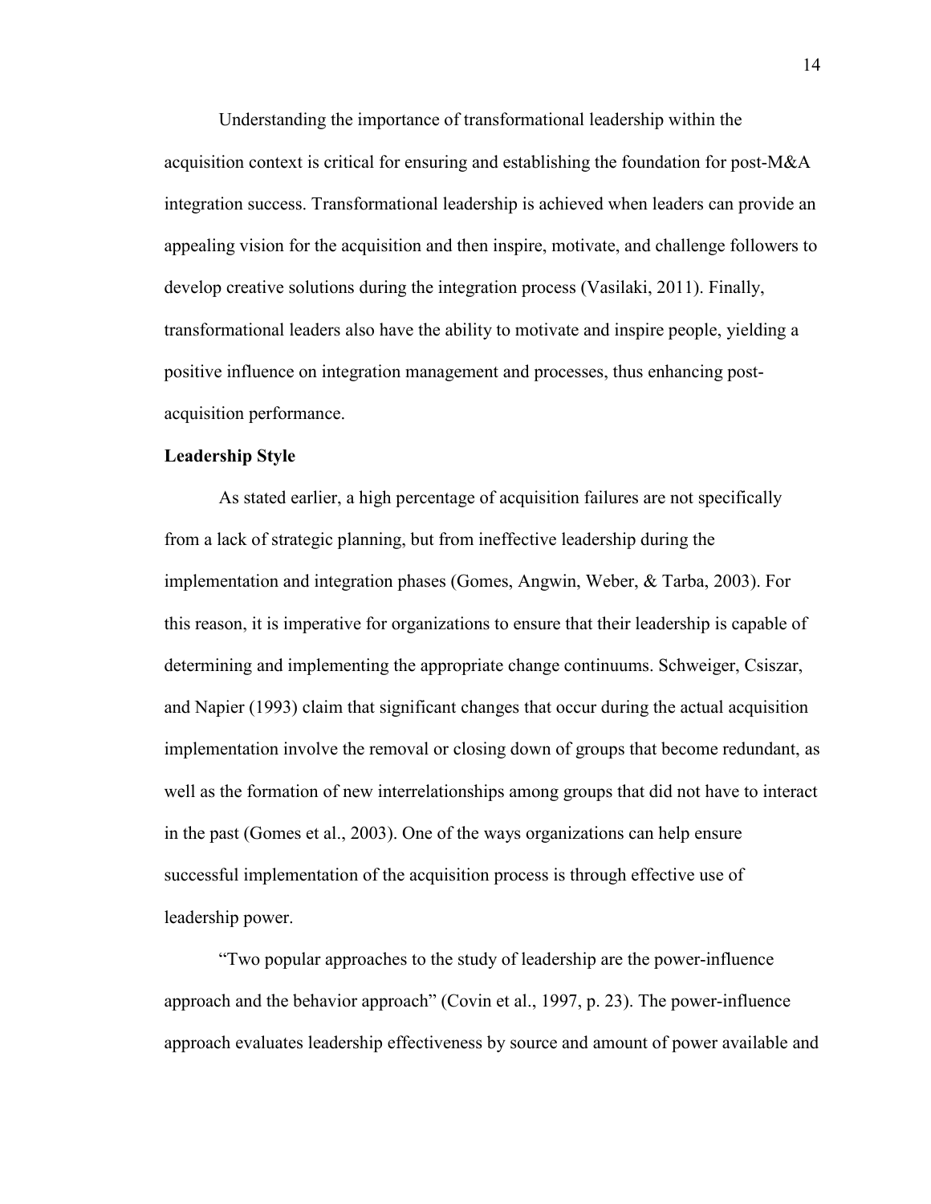Understanding the importance of transformational leadership within the acquisition context is critical for ensuring and establishing the foundation for post-M&A integration success. Transformational leadership is achieved when leaders can provide an appealing vision for the acquisition and then inspire, motivate, and challenge followers to develop creative solutions during the integration process (Vasilaki, 2011). Finally, transformational leaders also have the ability to motivate and inspire people, yielding a positive influence on integration management and processes, thus enhancing post-acquisition performance.

**Leadership Style**

As stated earlier, a high percentage of acquisition failures are not specifically from a lack of strategic planning, but from ineffective leadership during the implementation and integration phases (Gomes, Angwin, Weber, & Tarba, 2003). For this reason, it is imperative for organizations to ensure that their leadership is capable of determining and implementing the appropriate change continuums. Schweiger, Csiszar, and Napier (1993) claim that significant changes that occur during the actual acquisition implementation involve the removal or closing down of groups that become redundant, as well as the formation of new interrelationships among groups that did not have to interact in the past (Gomes et al., 2003). One of the ways organizations can help ensure successful implementation of the acquisition process is through effective use of leadership power.

"Two popular approaches to the study of leadership are the power-influence approach and the behavior approach" (Covin et al., 1997, p. 23). The power-influence approach evaluates leadership effectiveness by source and amount of power available and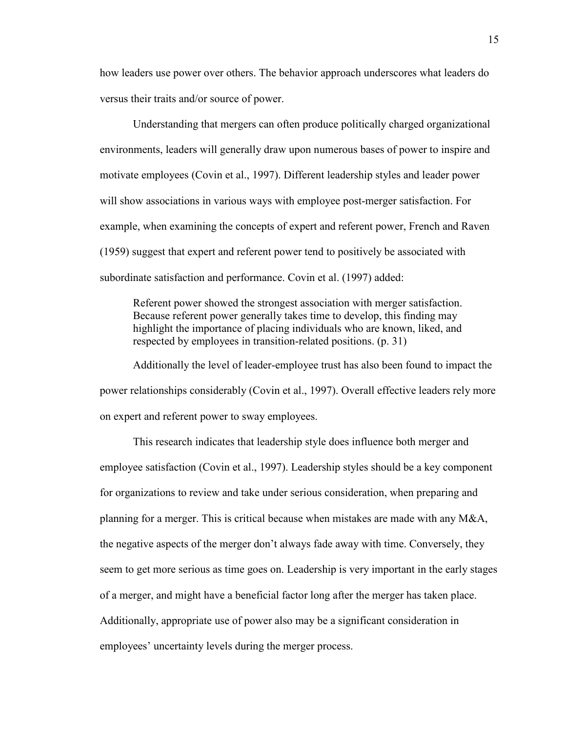how leaders use power over others. The behavior approach underscores what leaders do versus their traits and/or source of power.

Understanding that mergers can often produce politically charged organizational environments, leaders will generally draw upon numerous bases of power to inspire and motivate employees (Covin et al., 1997). Different leadership styles and leader power will show associations in various ways with employee post-merger satisfaction. For example, when examining the concepts of expert and referent power, French and Raven (1959) suggest that expert and referent power tend to positively be associated with subordinate satisfaction and performance. Covin et al. (1997) added:

> Referent power showed the strongest association with merger satisfaction. Because referent power generally takes time to develop, this finding may highlight the importance of placing individuals who are known, liked, and respected by employees in transition-related positions. (p. 31)

Additionally the level of leader-employee trust has also been found to impact the power relationships considerably (Covin et al., 1997). Overall effective leaders rely more on expert and referent power to sway employees.

This research indicates that leadership style does influence both merger and employee satisfaction (Covin et al., 1997). Leadership styles should be a key component for organizations to review and take under serious consideration, when preparing and planning for a merger. This is critical because when mistakes are made with any M&A, the negative aspects of the merger don't always fade away with time. Conversely, they seem to get more serious as time goes on. Leadership is very important in the early stages of a merger, and might have a beneficial factor long after the merger has taken place. Additionally, appropriate use of power also may be a significant consideration in employees' uncertainty levels during the merger process.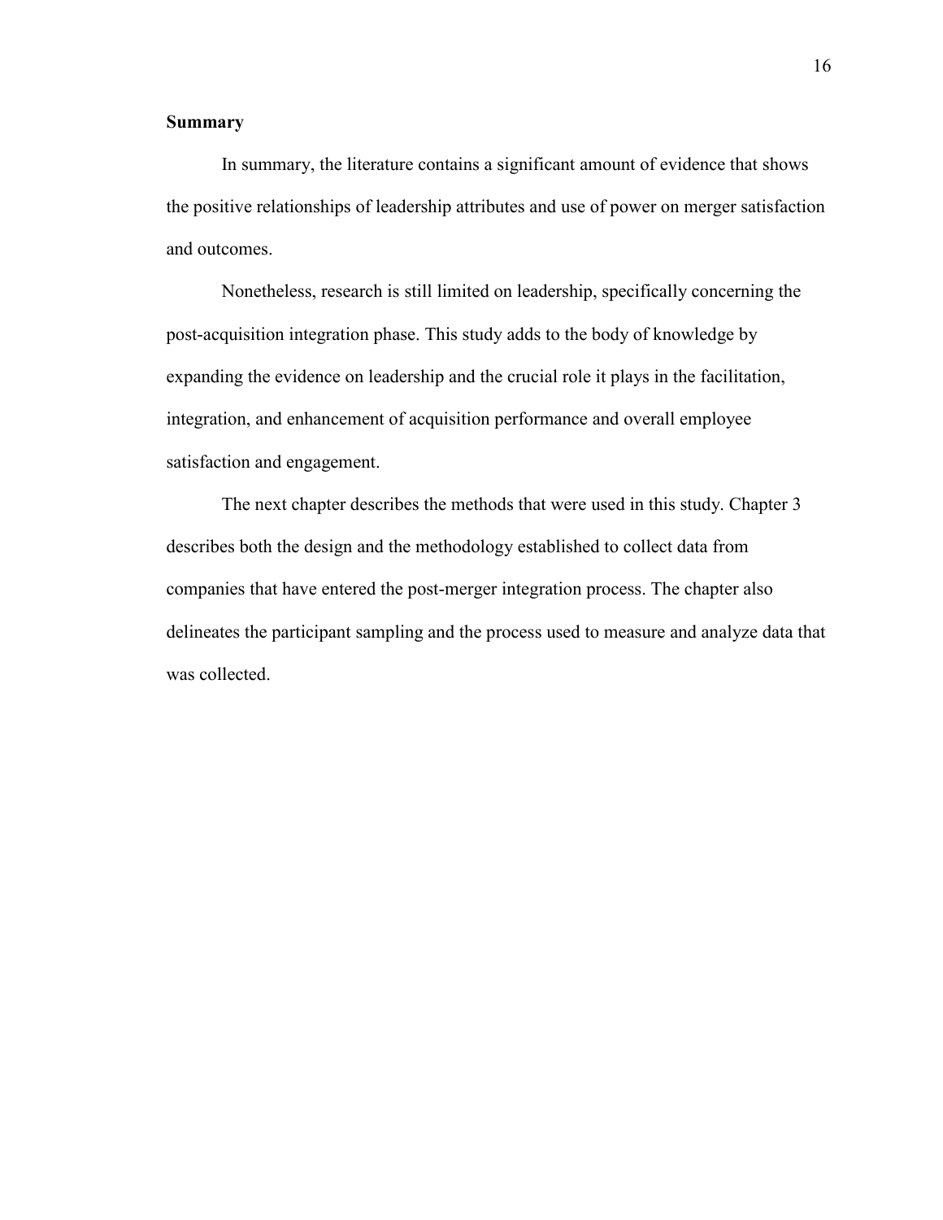## Summary

In summary, the literature contains a significant amount of evidence that shows the positive relationships of leadership attributes and use of power on merger satisfaction and outcomes.

Nonetheless, research is still limited on leadership, specifically concerning the post-acquisition integration phase. This study adds to the body of knowledge by expanding the evidence on leadership and the crucial role it plays in the facilitation, integration, and enhancement of acquisition performance and overall employee satisfaction and engagement.

The next chapter describes the methods that were used in this study. Chapter 3 describes both the design and the methodology established to collect data from companies that have entered the post-merger integration process. The chapter also delineates the participant sampling and the process used to measure and analyze data that was collected.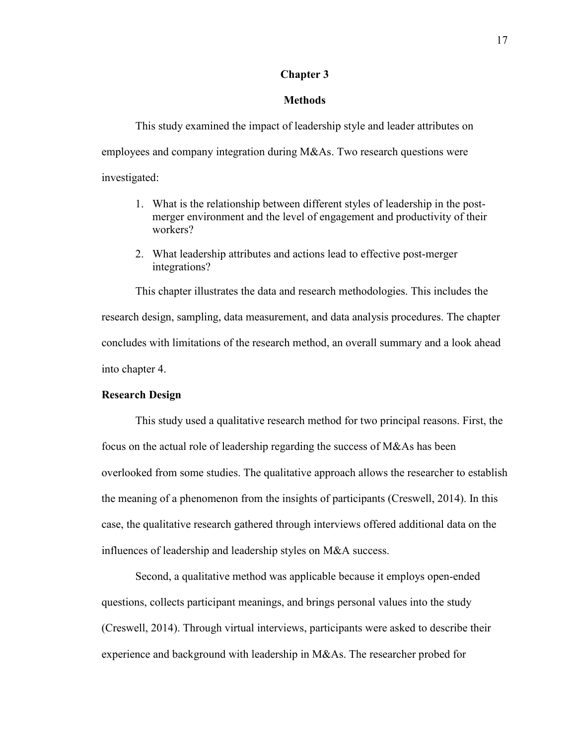# Chapter 3

# Methods

This study examined the impact of leadership style and leader attributes on employees and company integration during M&As. Two research questions were investigated:

1. What is the relationship between different styles of leadership in the post-merger environment and the level of engagement and productivity of their workers?
2. What leadership attributes and actions lead to effective post-merger integrations?

This chapter illustrates the data and research methodologies. This includes the research design, sampling, data measurement, and data analysis procedures. The chapter concludes with limitations of the research method, an overall summary and a look ahead into chapter 4.

## Research Design

This study used a qualitative research method for two principal reasons. First, the focus on the actual role of leadership regarding the success of M&As has been overlooked from some studies. The qualitative approach allows the researcher to establish the meaning of a phenomenon from the insights of participants (Creswell, 2014). In this case, the qualitative research gathered through interviews offered additional data on the influences of leadership and leadership styles on M&A success.

Second, a qualitative method was applicable because it employs open-ended questions, collects participant meanings, and brings personal values into the study (Creswell, 2014). Through virtual interviews, participants were asked to describe their experience and background with leadership in M&As. The researcher probed for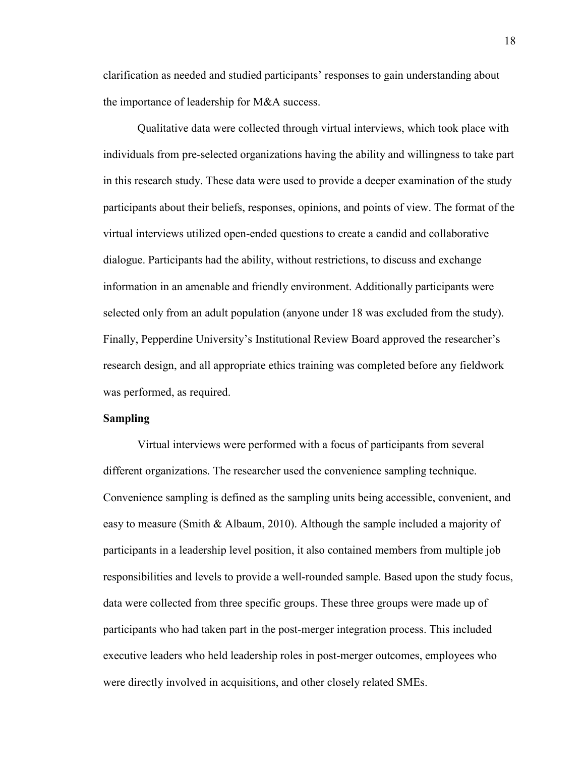clarification as needed and studied participants' responses to gain understanding about the importance of leadership for M&A success.

Qualitative data were collected through virtual interviews, which took place with individuals from pre-selected organizations having the ability and willingness to take part in this research study. These data were used to provide a deeper examination of the study participants about their beliefs, responses, opinions, and points of view. The format of the virtual interviews utilized open-ended questions to create a candid and collaborative dialogue. Participants had the ability, without restrictions, to discuss and exchange information in an amenable and friendly environment. Additionally participants were selected only from an adult population (anyone under 18 was excluded from the study). Finally, Pepperdine University's Institutional Review Board approved the researcher's research design, and all appropriate ethics training was completed before any fieldwork was performed, as required.

**Sampling**

Virtual interviews were performed with a focus of participants from several different organizations. The researcher used the convenience sampling technique. Convenience sampling is defined as the sampling units being accessible, convenient, and easy to measure (Smith & Albaum, 2010). Although the sample included a majority of participants in a leadership level position, it also contained members from multiple job responsibilities and levels to provide a well-rounded sample. Based upon the study focus, data were collected from three specific groups. These three groups were made up of participants who had taken part in the post-merger integration process. This included executive leaders who held leadership roles in post-merger outcomes, employees who were directly involved in acquisitions, and other closely related SMEs.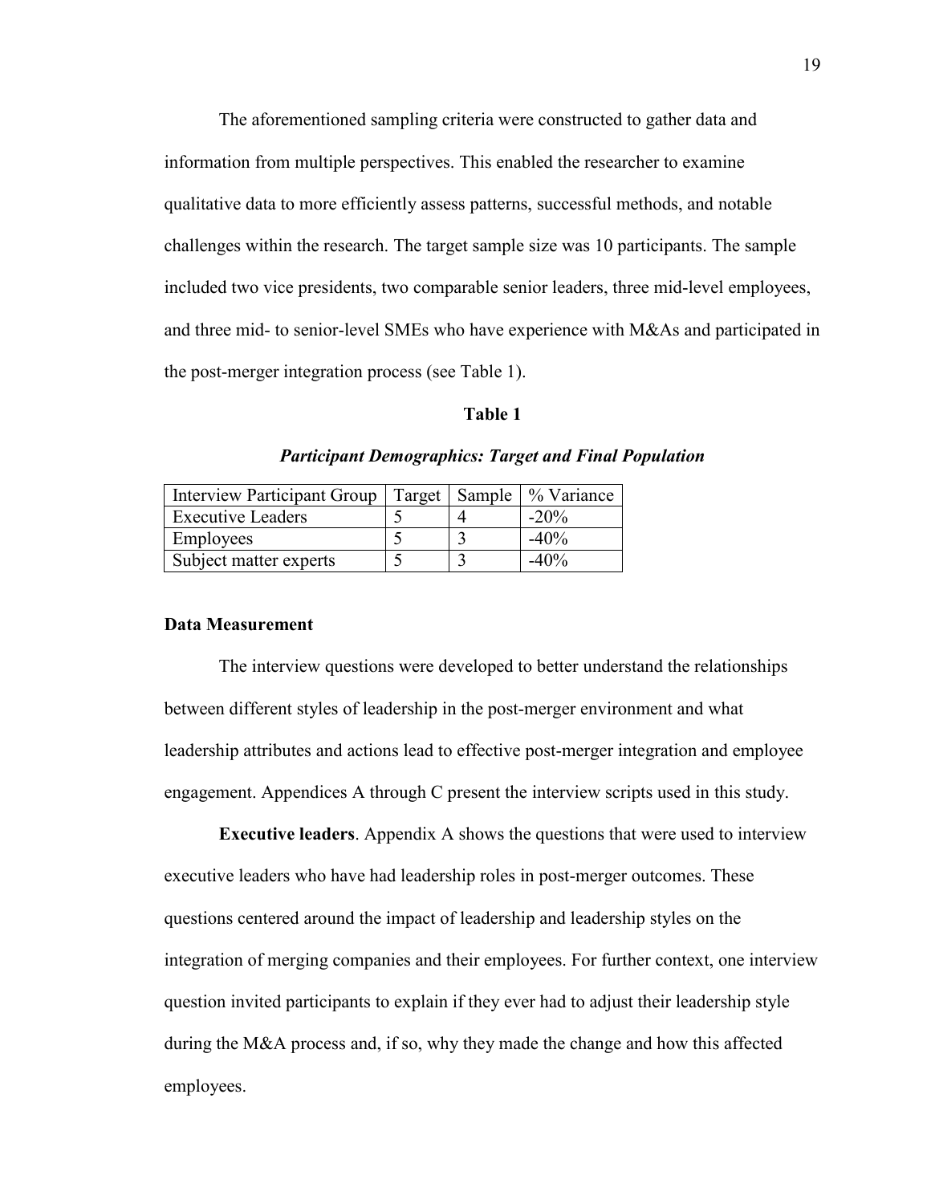The aforementioned sampling criteria were constructed to gather data and information from multiple perspectives. This enabled the researcher to examine qualitative data to more efficiently assess patterns, successful methods, and notable challenges within the research. The target sample size was 10 participants. The sample included two vice presidents, two comparable senior leaders, three mid-level employees, and three mid- to senior-level SMEs who have experience with M&As and participated in the post-merger integration process (see Table 1).

**Table 1**

***Participant Demographics: Target and Final Population***

| Interview Participant Group | Target | Sample | % Variance |
|---|---|---|---|
| Executive Leaders | 5 | 4 | -20% |
| Employees | 5 | 3 | -40% |
| Subject matter experts | 5 | 3 | -40% |

### Data Measurement

The interview questions were developed to better understand the relationships between different styles of leadership in the post-merger environment and what leadership attributes and actions lead to effective post-merger integration and employee engagement. Appendices A through C present the interview scripts used in this study.

**Executive leaders**. Appendix A shows the questions that were used to interview executive leaders who have had leadership roles in post-merger outcomes. These questions centered around the impact of leadership and leadership styles on the integration of merging companies and their employees. For further context, one interview question invited participants to explain if they ever had to adjust their leadership style during the M&A process and, if so, why they made the change and how this affected employees.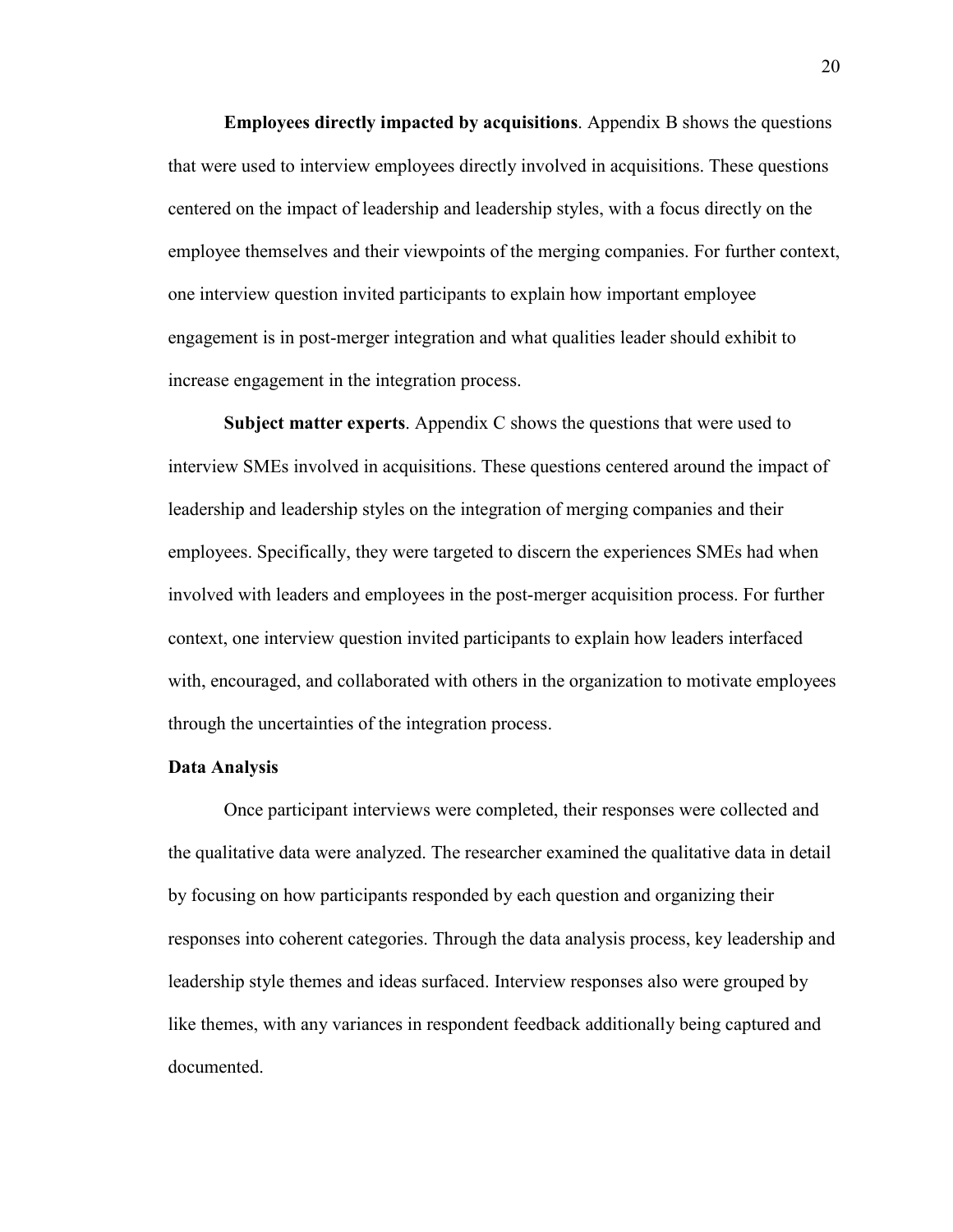**Employees directly impacted by acquisitions**. Appendix B shows the questions that were used to interview employees directly involved in acquisitions. These questions centered on the impact of leadership and leadership styles, with a focus directly on the employee themselves and their viewpoints of the merging companies. For further context, one interview question invited participants to explain how important employee engagement is in post-merger integration and what qualities leader should exhibit to increase engagement in the integration process.

**Subject matter experts**. Appendix C shows the questions that were used to interview SMEs involved in acquisitions. These questions centered around the impact of leadership and leadership styles on the integration of merging companies and their employees. Specifically, they were targeted to discern the experiences SMEs had when involved with leaders and employees in the post-merger acquisition process. For further context, one interview question invited participants to explain how leaders interfaced with, encouraged, and collaborated with others in the organization to motivate employees through the uncertainties of the integration process.

## Data Analysis

Once participant interviews were completed, their responses were collected and the qualitative data were analyzed. The researcher examined the qualitative data in detail by focusing on how participants responded by each question and organizing their responses into coherent categories. Through the data analysis process, key leadership and leadership style themes and ideas surfaced. Interview responses also were grouped by like themes, with any variances in respondent feedback additionally being captured and documented.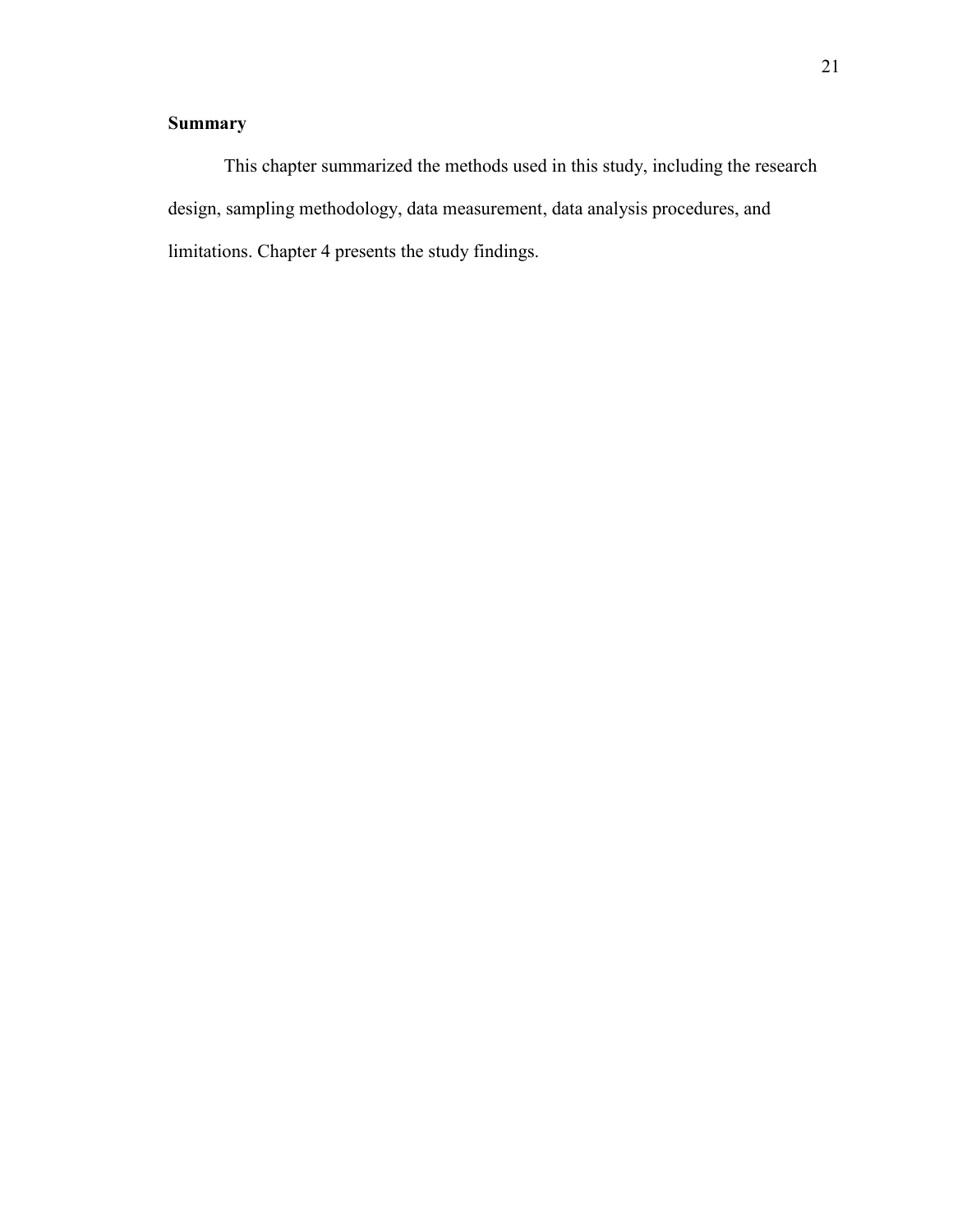## Summary

This chapter summarized the methods used in this study, including the research design, sampling methodology, data measurement, data analysis procedures, and limitations. Chapter 4 presents the study findings.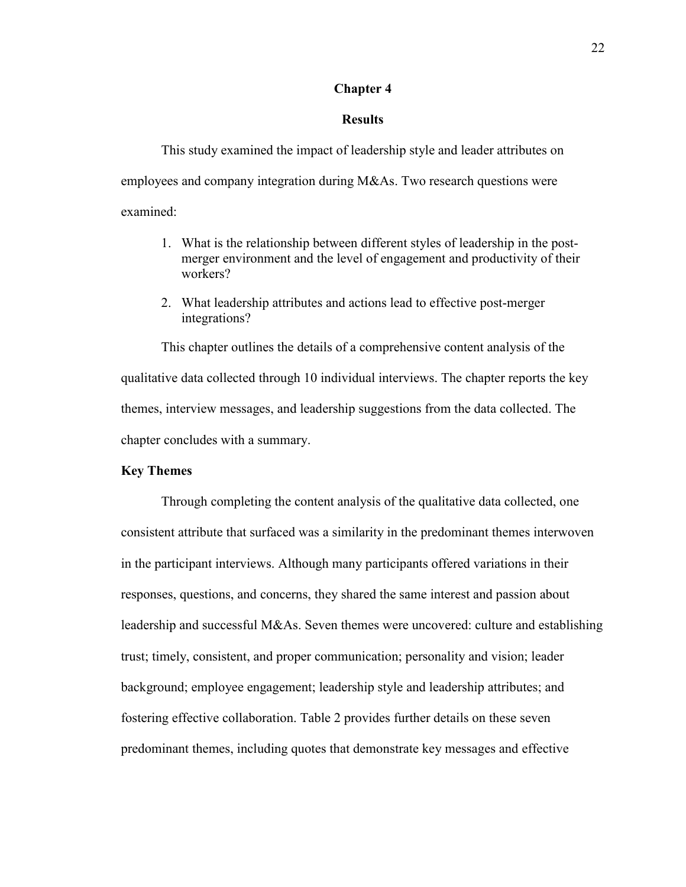# Chapter 4

## Results

This study examined the impact of leadership style and leader attributes on employees and company integration during M&As. Two research questions were examined:

1. What is the relationship between different styles of leadership in the post-merger environment and the level of engagement and productivity of their workers?
2. What leadership attributes and actions lead to effective post-merger integrations?

This chapter outlines the details of a comprehensive content analysis of the qualitative data collected through 10 individual interviews. The chapter reports the key themes, interview messages, and leadership suggestions from the data collected. The chapter concludes with a summary.

### Key Themes

Through completing the content analysis of the qualitative data collected, one consistent attribute that surfaced was a similarity in the predominant themes interwoven in the participant interviews. Although many participants offered variations in their responses, questions, and concerns, they shared the same interest and passion about leadership and successful M&As. Seven themes were uncovered: culture and establishing trust; timely, consistent, and proper communication; personality and vision; leader background; employee engagement; leadership style and leadership attributes; and fostering effective collaboration. Table 2 provides further details on these seven predominant themes, including quotes that demonstrate key messages and effective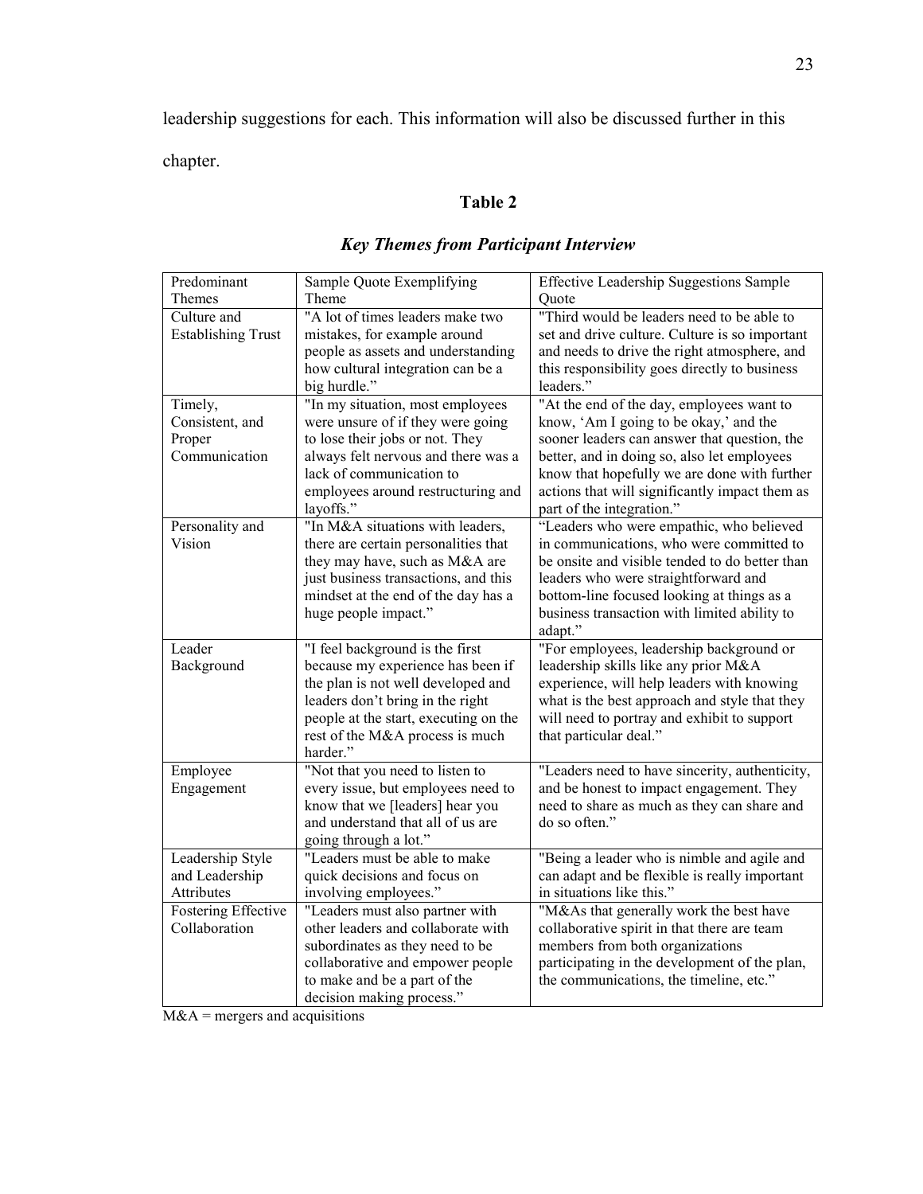leadership suggestions for each. This information will also be discussed further in this chapter.

**Table 2**

***Key Themes from Participant Interview***

| Predominant Themes | Sample Quote Exemplifying Theme | Effective Leadership Suggestions Sample Quote |
|---|---|---|
| Culture and Establishing Trust | "A lot of times leaders make two mistakes, for example around people as assets and understanding how cultural integration can be a big hurdle." | "Third would be leaders need to be able to set and drive culture. Culture is so important and needs to drive the right atmosphere, and this responsibility goes directly to business leaders." |
| Timely, Consistent, and Proper Communication | "In my situation, most employees were unsure of if they were going to lose their jobs or not. They always felt nervous and there was a lack of communication to employees around restructuring and layoffs." | "At the end of the day, employees want to know, 'Am I going to be okay,' and the sooner leaders can answer that question, the better, and in doing so, also let employees know that hopefully we are done with further actions that will significantly impact them as part of the integration." |
| Personality and Vision | "In M&A situations with leaders, there are certain personalities that they may have, such as M&A are just business transactions, and this mindset at the end of the day has a huge people impact." | "Leaders who were empathic, who believed in communications, who were committed to be onsite and visible tended to do better than leaders who were straightforward and bottom-line focused looking at things as a business transaction with limited ability to adapt." |
| Leader Background | "I feel background is the first because my experience has been if the plan is not well developed and leaders don't bring in the right people at the start, executing on the rest of the M&A process is much harder." | "For employees, leadership background or leadership skills like any prior M&A experience, will help leaders with knowing what is the best approach and style that they will need to portray and exhibit to support that particular deal." |
| Employee Engagement | "Not that you need to listen to every issue, but employees need to know that we [leaders] hear you and understand that all of us are going through a lot." | "Leaders need to have sincerity, authenticity, and be honest to impact engagement. They need to share as much as they can share and do so often." |
| Leadership Style and Leadership Attributes | "Leaders must be able to make quick decisions and focus on involving employees." | "Being a leader who is nimble and agile and can adapt and be flexible is really important in situations like this." |
| Fostering Effective Collaboration | "Leaders must also partner with other leaders and collaborate with subordinates as they need to be collaborative and empower people to make and be a part of the decision making process." | "M&As that generally work the best have collaborative spirit in that there are team members from both organizations participating in the development of the plan, the communications, the timeline, etc." |

M&A = mergers and acquisitions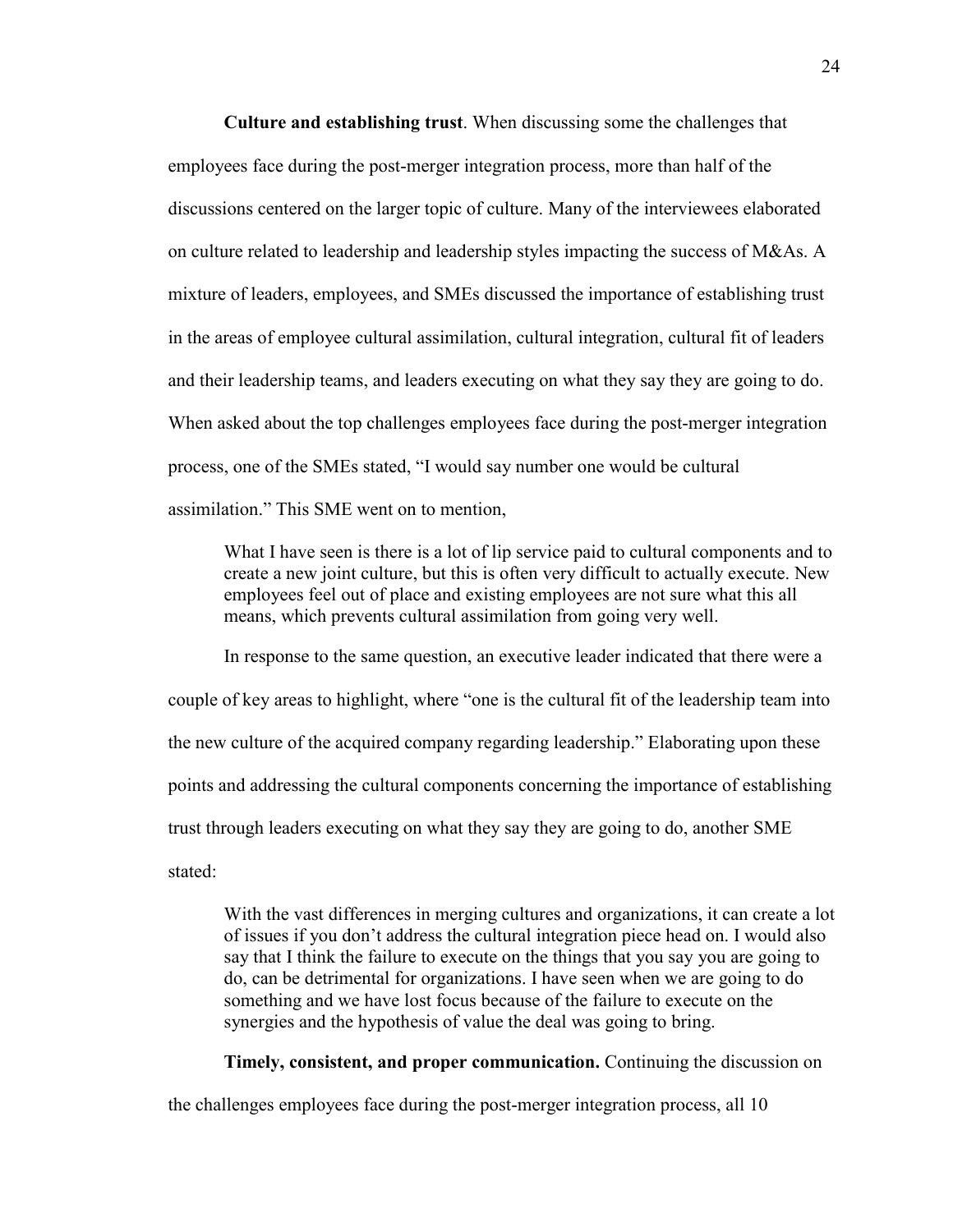**Culture and establishing trust**. When discussing some the challenges that employees face during the post-merger integration process, more than half of the discussions centered on the larger topic of culture. Many of the interviewees elaborated on culture related to leadership and leadership styles impacting the success of M&As. A mixture of leaders, employees, and SMEs discussed the importance of establishing trust in the areas of employee cultural assimilation, cultural integration, cultural fit of leaders and their leadership teams, and leaders executing on what they say they are going to do. When asked about the top challenges employees face during the post-merger integration process, one of the SMEs stated, "I would say number one would be cultural assimilation." This SME went on to mention,

> What I have seen is there is a lot of lip service paid to cultural components and to create a new joint culture, but this is often very difficult to actually execute. New employees feel out of place and existing employees are not sure what this all means, which prevents cultural assimilation from going very well.

In response to the same question, an executive leader indicated that there were a couple of key areas to highlight, where "one is the cultural fit of the leadership team into the new culture of the acquired company regarding leadership." Elaborating upon these points and addressing the cultural components concerning the importance of establishing trust through leaders executing on what they say they are going to do, another SME stated:

> With the vast differences in merging cultures and organizations, it can create a lot of issues if you don't address the cultural integration piece head on. I would also say that I think the failure to execute on the things that you say you are going to do, can be detrimental for organizations. I have seen when we are going to do something and we have lost focus because of the failure to execute on the synergies and the hypothesis of value the deal was going to bring.

**Timely, consistent, and proper communication.** Continuing the discussion on the challenges employees face during the post-merger integration process, all 10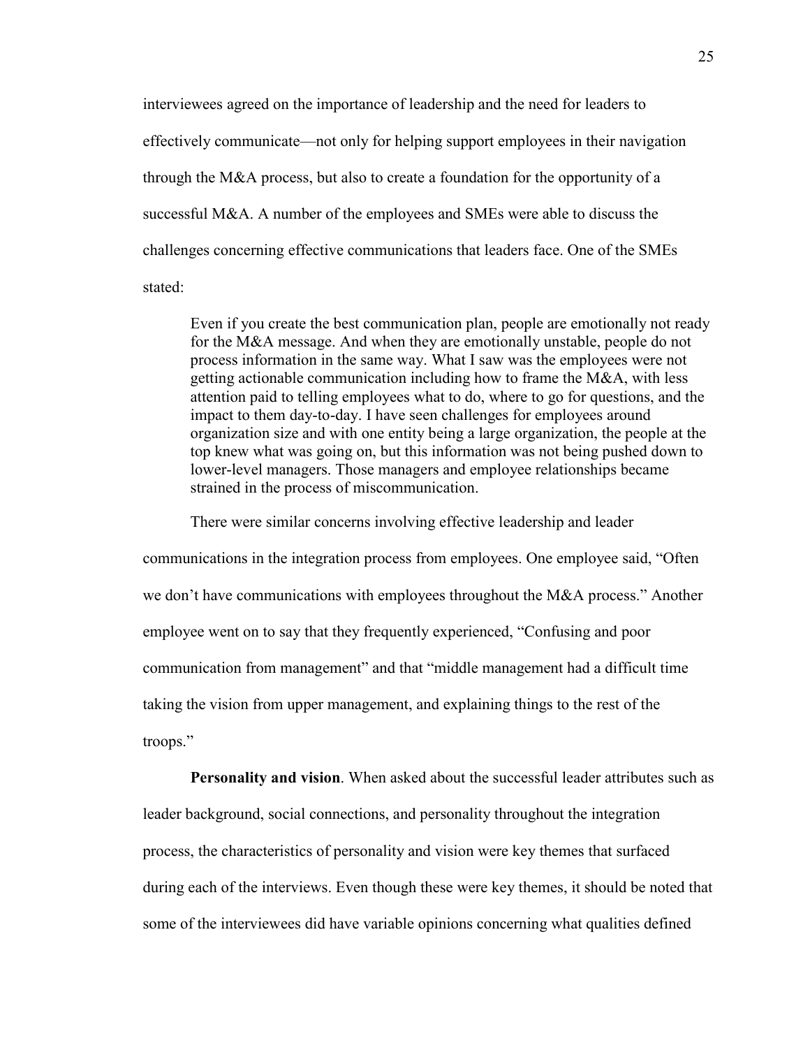interviewees agreed on the importance of leadership and the need for leaders to effectively communicate—not only for helping support employees in their navigation through the M&A process, but also to create a foundation for the opportunity of a successful M&A. A number of the employees and SMEs were able to discuss the challenges concerning effective communications that leaders face. One of the SMEs stated:

> Even if you create the best communication plan, people are emotionally not ready for the M&A message. And when they are emotionally unstable, people do not process information in the same way. What I saw was the employees were not getting actionable communication including how to frame the M&A, with less attention paid to telling employees what to do, where to go for questions, and the impact to them day-to-day. I have seen challenges for employees around organization size and with one entity being a large organization, the people at the top knew what was going on, but this information was not being pushed down to lower-level managers. Those managers and employee relationships became strained in the process of miscommunication.

There were similar concerns involving effective leadership and leader communications in the integration process from employees. One employee said, "Often we don't have communications with employees throughout the M&A process." Another employee went on to say that they frequently experienced, "Confusing and poor communication from management" and that "middle management had a difficult time taking the vision from upper management, and explaining things to the rest of the troops."

**Personality and vision**. When asked about the successful leader attributes such as leader background, social connections, and personality throughout the integration process, the characteristics of personality and vision were key themes that surfaced during each of the interviews. Even though these were key themes, it should be noted that some of the interviewees did have variable opinions concerning what qualities defined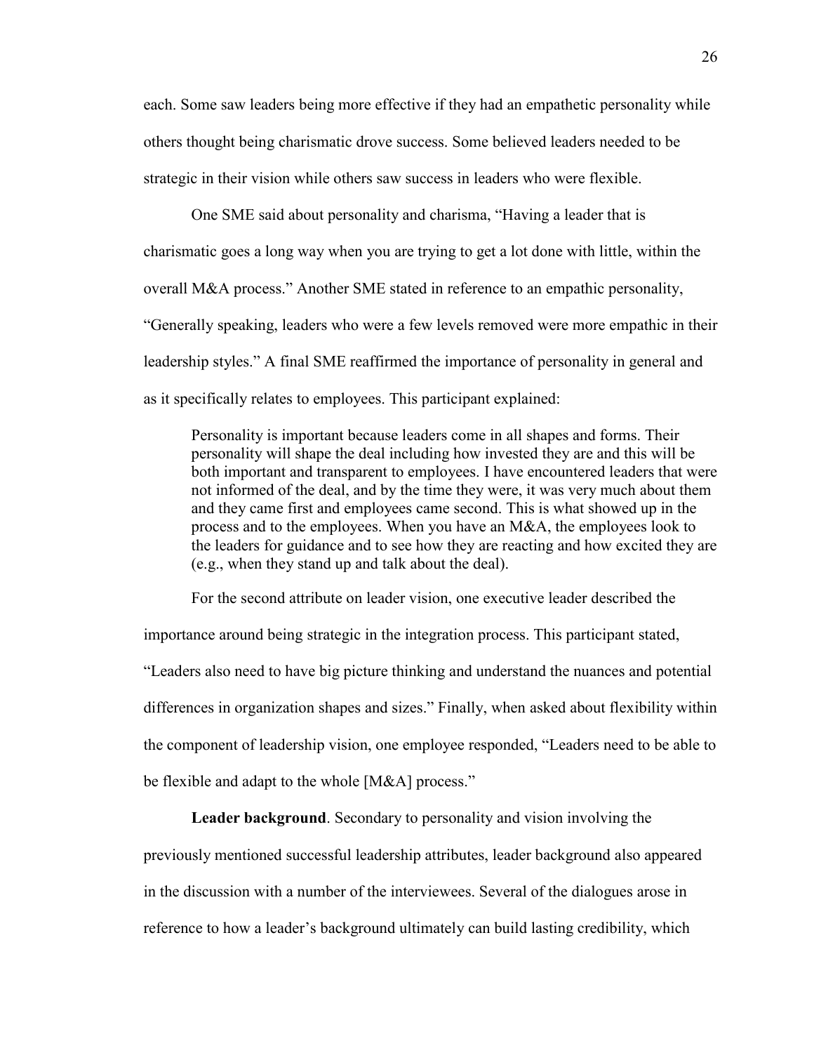each. Some saw leaders being more effective if they had an empathetic personality while others thought being charismatic drove success. Some believed leaders needed to be strategic in their vision while others saw success in leaders who were flexible.

One SME said about personality and charisma, "Having a leader that is charismatic goes a long way when you are trying to get a lot done with little, within the overall M&A process." Another SME stated in reference to an empathic personality, "Generally speaking, leaders who were a few levels removed were more empathic in their leadership styles." A final SME reaffirmed the importance of personality in general and as it specifically relates to employees. This participant explained:

> Personality is important because leaders come in all shapes and forms. Their personality will shape the deal including how invested they are and this will be both important and transparent to employees. I have encountered leaders that were not informed of the deal, and by the time they were, it was very much about them and they came first and employees came second. This is what showed up in the process and to the employees. When you have an M&A, the employees look to the leaders for guidance and to see how they are reacting and how excited they are (e.g., when they stand up and talk about the deal).

For the second attribute on leader vision, one executive leader described the importance around being strategic in the integration process. This participant stated, "Leaders also need to have big picture thinking and understand the nuances and potential differences in organization shapes and sizes." Finally, when asked about flexibility within the component of leadership vision, one employee responded, "Leaders need to be able to be flexible and adapt to the whole [M&A] process."

**Leader background**. Secondary to personality and vision involving the previously mentioned successful leadership attributes, leader background also appeared in the discussion with a number of the interviewees. Several of the dialogues arose in reference to how a leader's background ultimately can build lasting credibility, which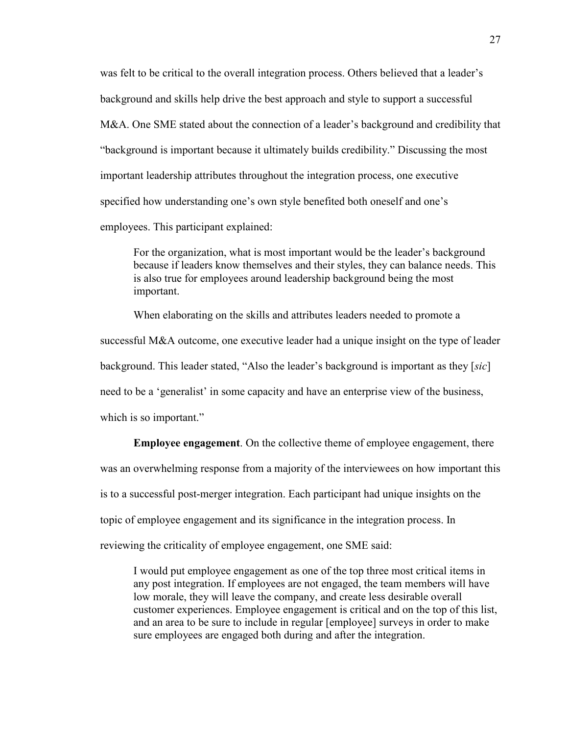was felt to be critical to the overall integration process. Others believed that a leader's background and skills help drive the best approach and style to support a successful M&A. One SME stated about the connection of a leader's background and credibility that "background is important because it ultimately builds credibility." Discussing the most important leadership attributes throughout the integration process, one executive specified how understanding one's own style benefited both oneself and one's employees. This participant explained:

> For the organization, what is most important would be the leader's background because if leaders know themselves and their styles, they can balance needs. This is also true for employees around leadership background being the most important.

When elaborating on the skills and attributes leaders needed to promote a successful M&A outcome, one executive leader had a unique insight on the type of leader background. This leader stated, "Also the leader's background is important as they [*sic*] need to be a 'generalist' in some capacity and have an enterprise view of the business, which is so important."

**Employee engagement**. On the collective theme of employee engagement, there was an overwhelming response from a majority of the interviewees on how important this is to a successful post-merger integration. Each participant had unique insights on the topic of employee engagement and its significance in the integration process. In reviewing the criticality of employee engagement, one SME said:

> I would put employee engagement as one of the top three most critical items in any post integration. If employees are not engaged, the team members will have low morale, they will leave the company, and create less desirable overall customer experiences. Employee engagement is critical and on the top of this list, and an area to be sure to include in regular [employee] surveys in order to make sure employees are engaged both during and after the integration.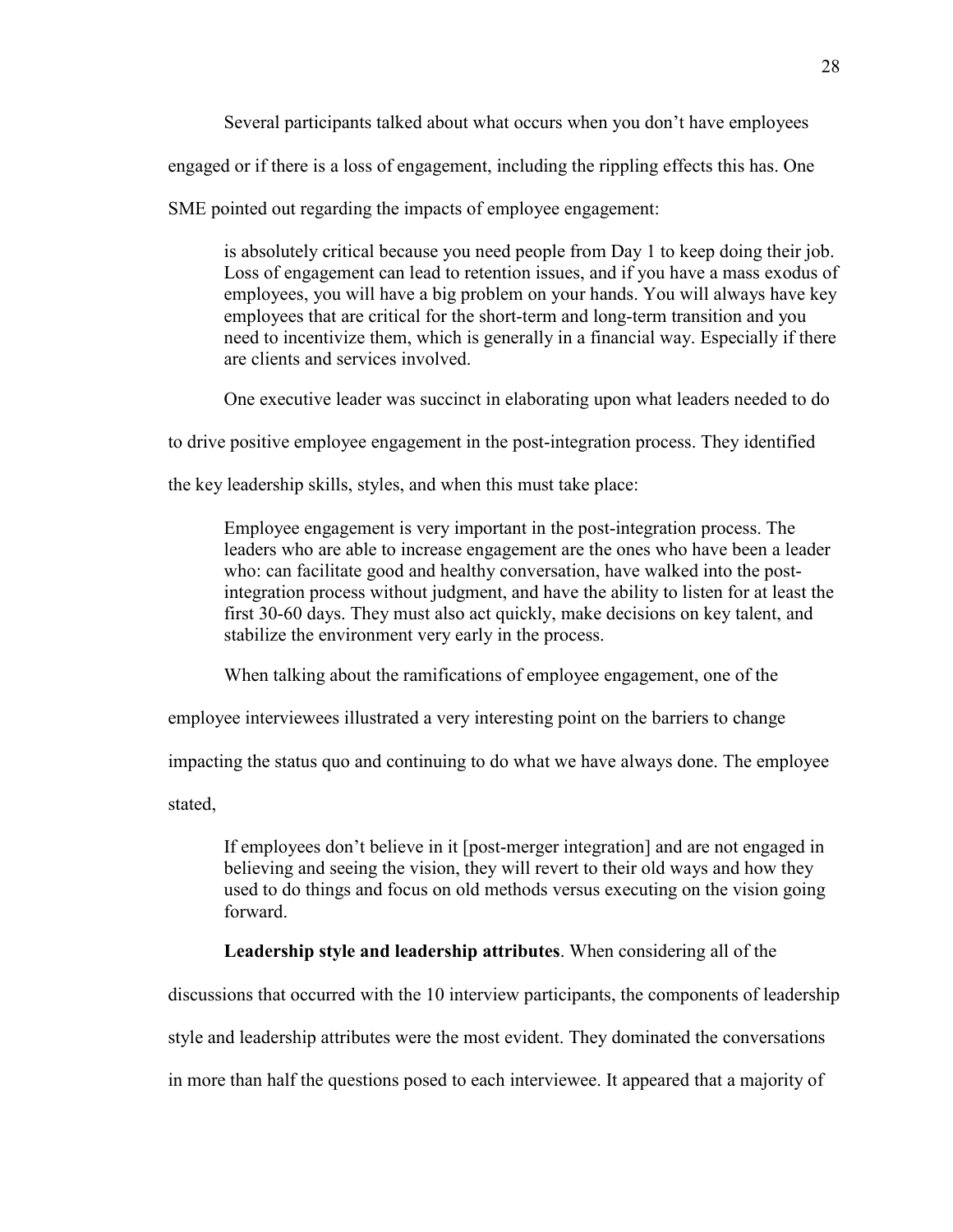Several participants talked about what occurs when you don't have employees engaged or if there is a loss of engagement, including the rippling effects this has. One SME pointed out regarding the impacts of employee engagement:

> is absolutely critical because you need people from Day 1 to keep doing their job. Loss of engagement can lead to retention issues, and if you have a mass exodus of employees, you will have a big problem on your hands. You will always have key employees that are critical for the short-term and long-term transition and you need to incentivize them, which is generally in a financial way. Especially if there are clients and services involved.

One executive leader was succinct in elaborating upon what leaders needed to do to drive positive employee engagement in the post-integration process. They identified the key leadership skills, styles, and when this must take place:

> Employee engagement is very important in the post-integration process. The leaders who are able to increase engagement are the ones who have been a leader who: can facilitate good and healthy conversation, have walked into the post-integration process without judgment, and have the ability to listen for at least the first 30-60 days. They must also act quickly, make decisions on key talent, and stabilize the environment very early in the process.

When talking about the ramifications of employee engagement, one of the employee interviewees illustrated a very interesting point on the barriers to change impacting the status quo and continuing to do what we have always done. The employee stated,

> If employees don't believe in it [post-merger integration] and are not engaged in believing and seeing the vision, they will revert to their old ways and how they used to do things and focus on old methods versus executing on the vision going forward.

**Leadership style and leadership attributes**. When considering all of the discussions that occurred with the 10 interview participants, the components of leadership style and leadership attributes were the most evident. They dominated the conversations in more than half the questions posed to each interviewee. It appeared that a majority of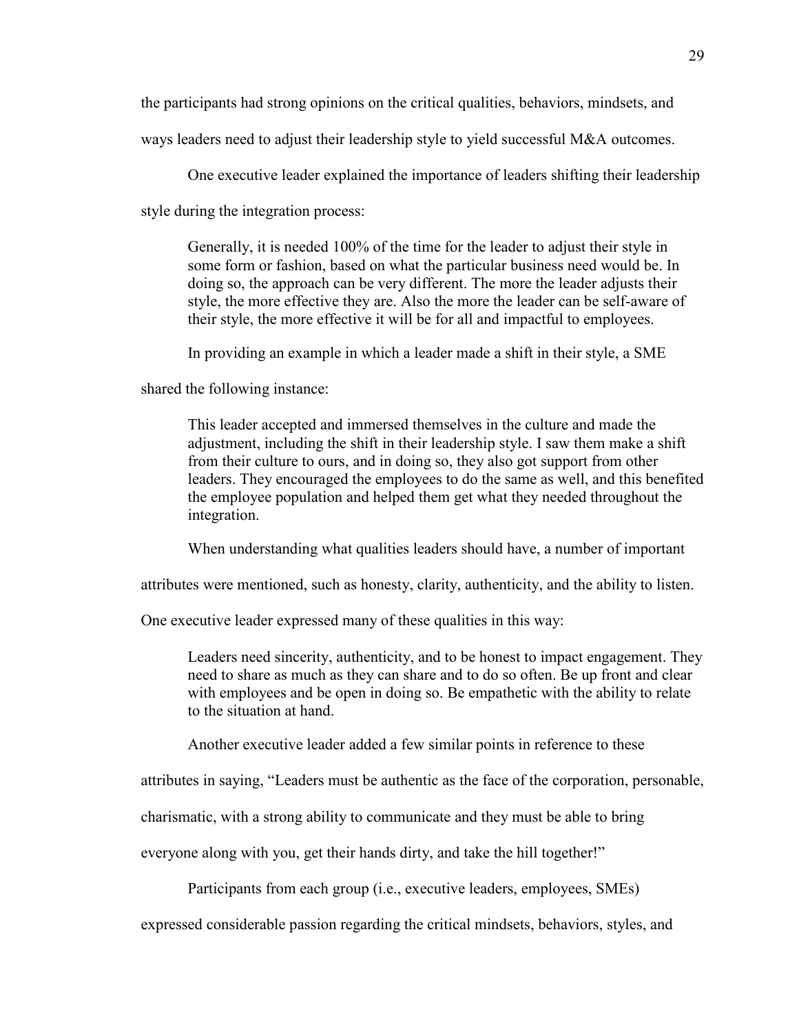the participants had strong opinions on the critical qualities, behaviors, mindsets, and ways leaders need to adjust their leadership style to yield successful M&A outcomes.

One executive leader explained the importance of leaders shifting their leadership style during the integration process:

> Generally, it is needed 100% of the time for the leader to adjust their style in some form or fashion, based on what the particular business need would be. In doing so, the approach can be very different. The more the leader adjusts their style, the more effective they are. Also the more the leader can be self-aware of their style, the more effective it will be for all and impactful to employees.

In providing an example in which a leader made a shift in their style, a SME shared the following instance:

> This leader accepted and immersed themselves in the culture and made the adjustment, including the shift in their leadership style. I saw them make a shift from their culture to ours, and in doing so, they also got support from other leaders. They encouraged the employees to do the same as well, and this benefited the employee population and helped them get what they needed throughout the integration.

When understanding what qualities leaders should have, a number of important attributes were mentioned, such as honesty, clarity, authenticity, and the ability to listen. One executive leader expressed many of these qualities in this way:

> Leaders need sincerity, authenticity, and to be honest to impact engagement. They need to share as much as they can share and to do so often. Be up front and clear with employees and be open in doing so. Be empathetic with the ability to relate to the situation at hand.

Another executive leader added a few similar points in reference to these attributes in saying, "Leaders must be authentic as the face of the corporation, personable, charismatic, with a strong ability to communicate and they must be able to bring everyone along with you, get their hands dirty, and take the hill together!"

Participants from each group (i.e., executive leaders, employees, SMEs) expressed considerable passion regarding the critical mindsets, behaviors, styles, and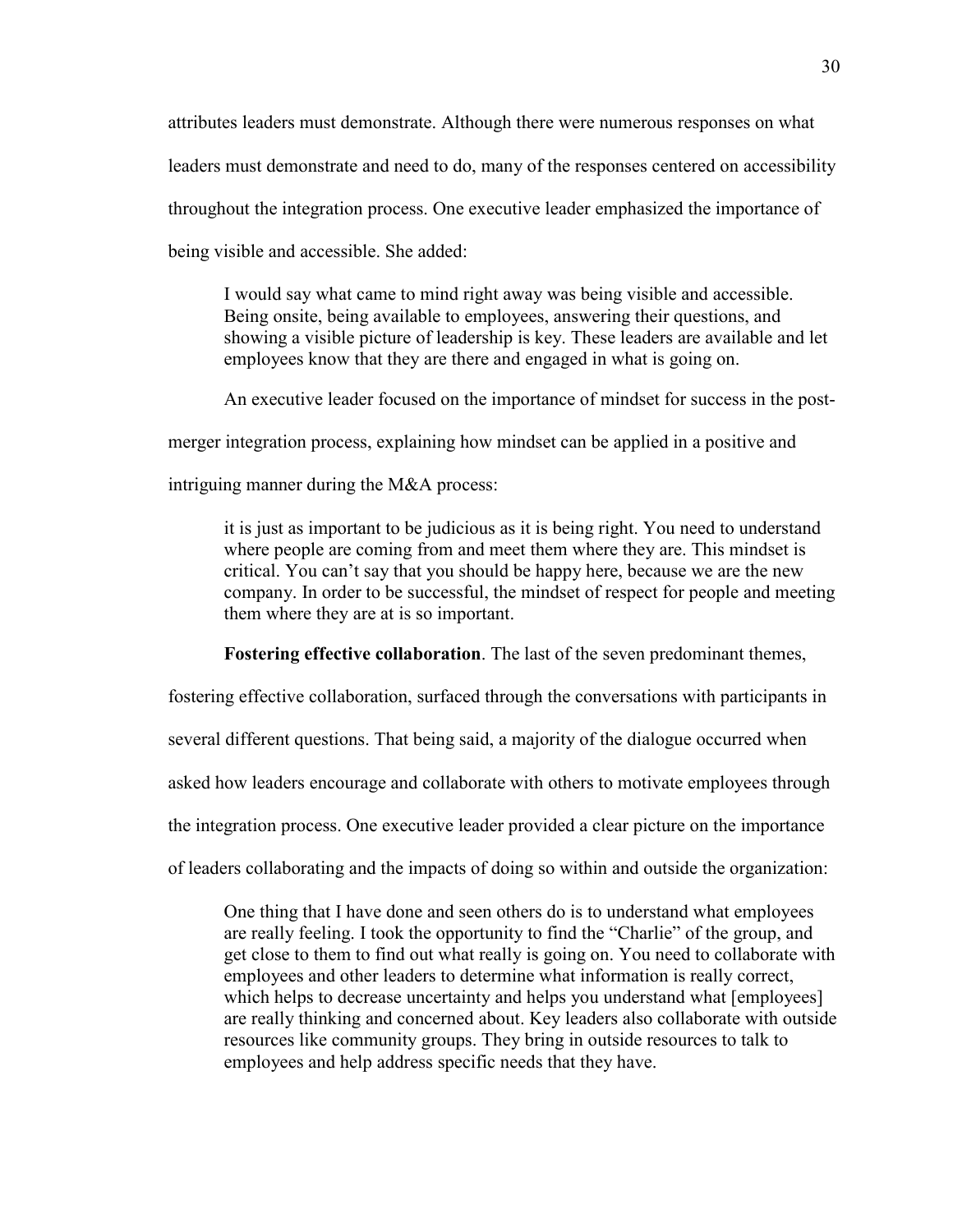attributes leaders must demonstrate. Although there were numerous responses on what leaders must demonstrate and need to do, many of the responses centered on accessibility throughout the integration process. One executive leader emphasized the importance of being visible and accessible. She added:

> I would say what came to mind right away was being visible and accessible. Being onsite, being available to employees, answering their questions, and showing a visible picture of leadership is key. These leaders are available and let employees know that they are there and engaged in what is going on.

An executive leader focused on the importance of mindset for success in the post-merger integration process, explaining how mindset can be applied in a positive and intriguing manner during the M&A process:

> it is just as important to be judicious as it is being right. You need to understand where people are coming from and meet them where they are. This mindset is critical. You can't say that you should be happy here, because we are the new company. In order to be successful, the mindset of respect for people and meeting them where they are at is so important.

**Fostering effective collaboration**. The last of the seven predominant themes, fostering effective collaboration, surfaced through the conversations with participants in several different questions. That being said, a majority of the dialogue occurred when asked how leaders encourage and collaborate with others to motivate employees through the integration process. One executive leader provided a clear picture on the importance of leaders collaborating and the impacts of doing so within and outside the organization:

> One thing that I have done and seen others do is to understand what employees are really feeling. I took the opportunity to find the "Charlie" of the group, and get close to them to find out what really is going on. You need to collaborate with employees and other leaders to determine what information is really correct, which helps to decrease uncertainty and helps you understand what [employees] are really thinking and concerned about. Key leaders also collaborate with outside resources like community groups. They bring in outside resources to talk to employees and help address specific needs that they have.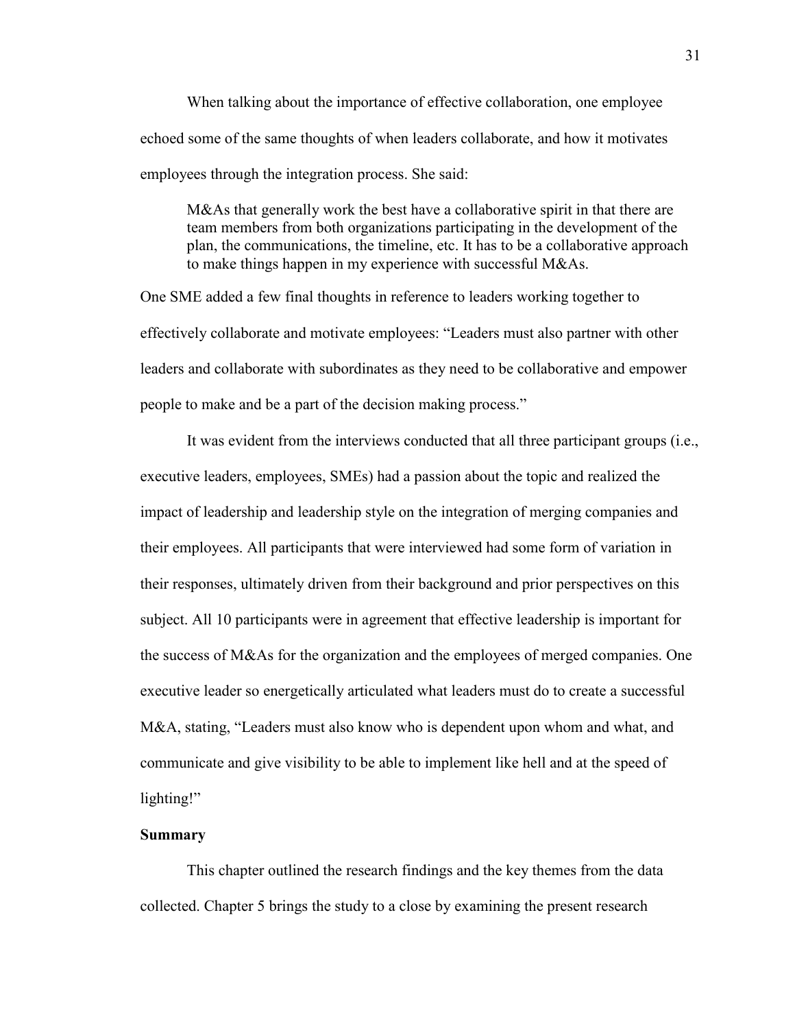When talking about the importance of effective collaboration, one employee echoed some of the same thoughts of when leaders collaborate, and how it motivates employees through the integration process. She said:

> M&As that generally work the best have a collaborative spirit in that there are team members from both organizations participating in the development of the plan, the communications, the timeline, etc. It has to be a collaborative approach to make things happen in my experience with successful M&As.

One SME added a few final thoughts in reference to leaders working together to effectively collaborate and motivate employees: "Leaders must also partner with other leaders and collaborate with subordinates as they need to be collaborative and empower people to make and be a part of the decision making process."

It was evident from the interviews conducted that all three participant groups (i.e., executive leaders, employees, SMEs) had a passion about the topic and realized the impact of leadership and leadership style on the integration of merging companies and their employees. All participants that were interviewed had some form of variation in their responses, ultimately driven from their background and prior perspectives on this subject. All 10 participants were in agreement that effective leadership is important for the success of M&As for the organization and the employees of merged companies. One executive leader so energetically articulated what leaders must do to create a successful M&A, stating, "Leaders must also know who is dependent upon whom and what, and communicate and give visibility to be able to implement like hell and at the speed of lighting!"

**Summary**

This chapter outlined the research findings and the key themes from the data collected. Chapter 5 brings the study to a close by examining the present research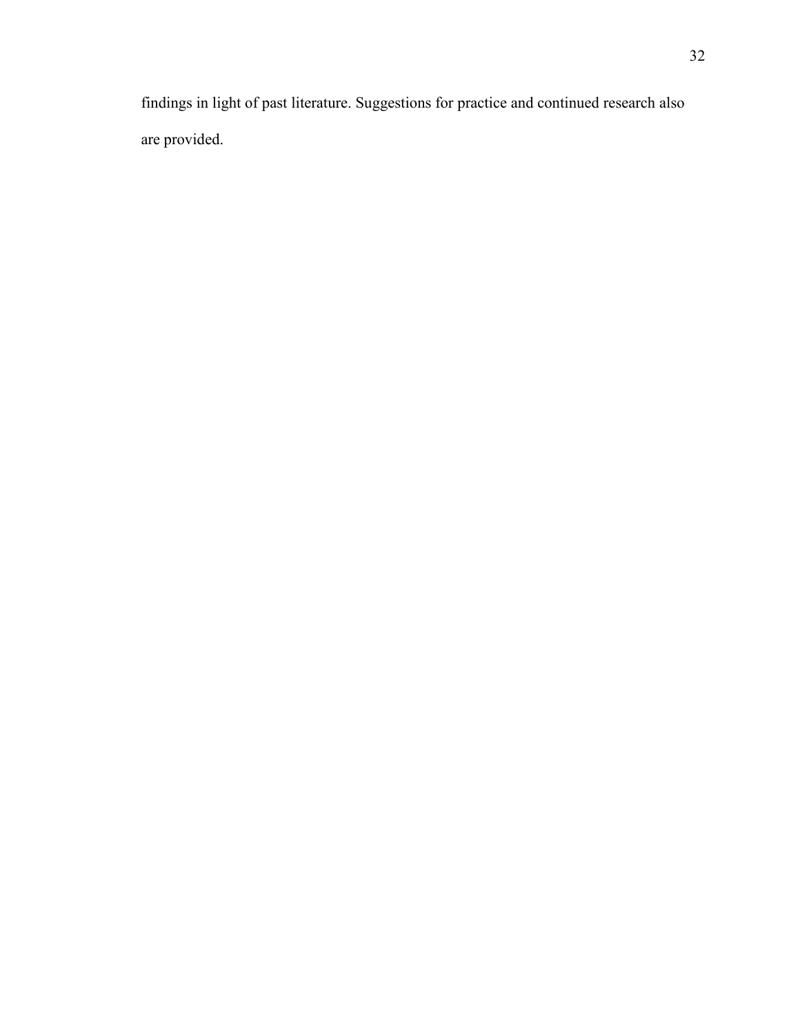findings in light of past literature. Suggestions for practice and continued research also are provided.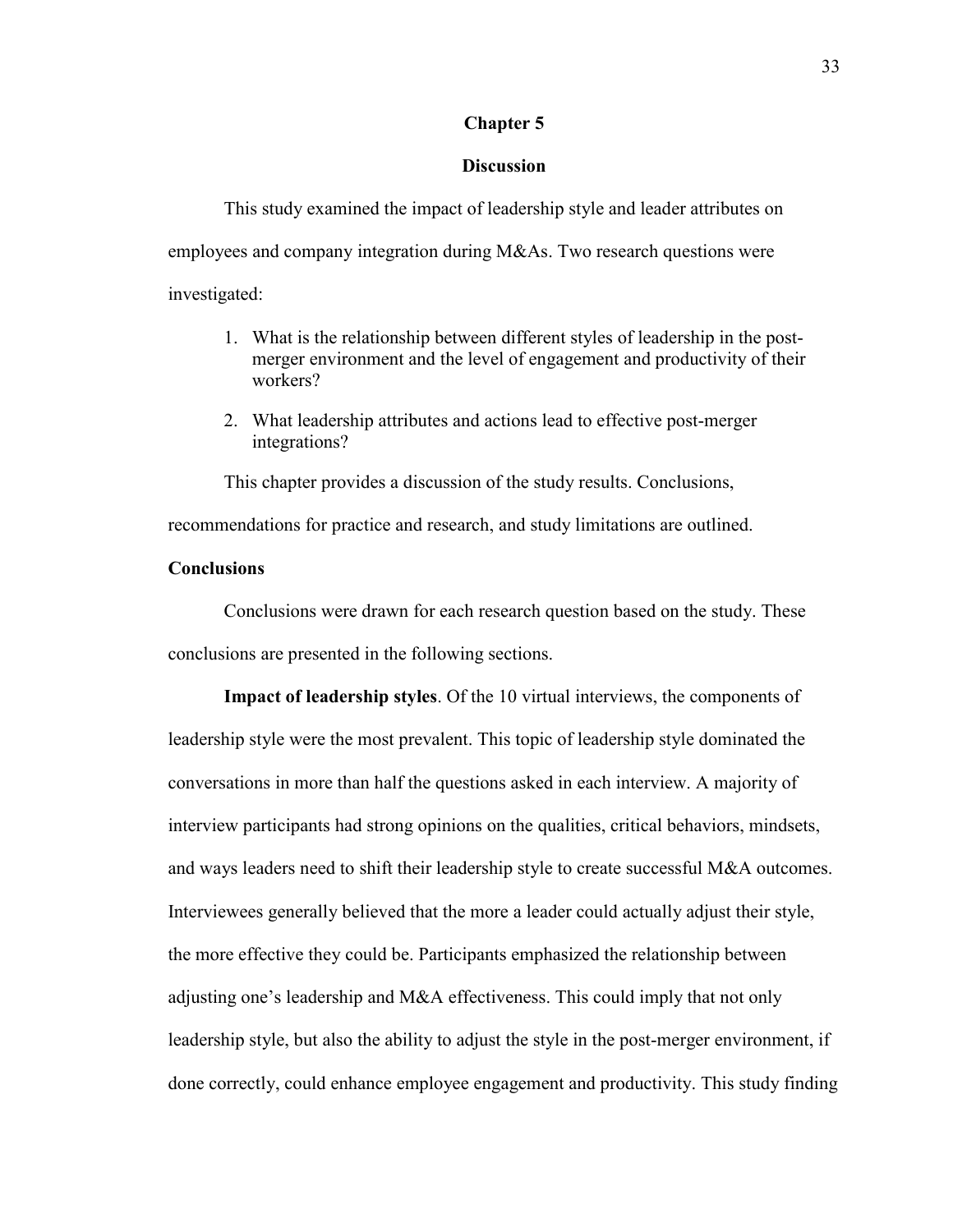# Chapter 5

## Discussion

This study examined the impact of leadership style and leader attributes on employees and company integration during M&As. Two research questions were investigated:

1. What is the relationship between different styles of leadership in the post-merger environment and the level of engagement and productivity of their workers?
2. What leadership attributes and actions lead to effective post-merger integrations?

This chapter provides a discussion of the study results. Conclusions, recommendations for practice and research, and study limitations are outlined.

### Conclusions

Conclusions were drawn for each research question based on the study. These conclusions are presented in the following sections.

**Impact of leadership styles**. Of the 10 virtual interviews, the components of leadership style were the most prevalent. This topic of leadership style dominated the conversations in more than half the questions asked in each interview. A majority of interview participants had strong opinions on the qualities, critical behaviors, mindsets, and ways leaders need to shift their leadership style to create successful M&A outcomes. Interviewees generally believed that the more a leader could actually adjust their style, the more effective they could be. Participants emphasized the relationship between adjusting one's leadership and M&A effectiveness. This could imply that not only leadership style, but also the ability to adjust the style in the post-merger environment, if done correctly, could enhance employee engagement and productivity. This study finding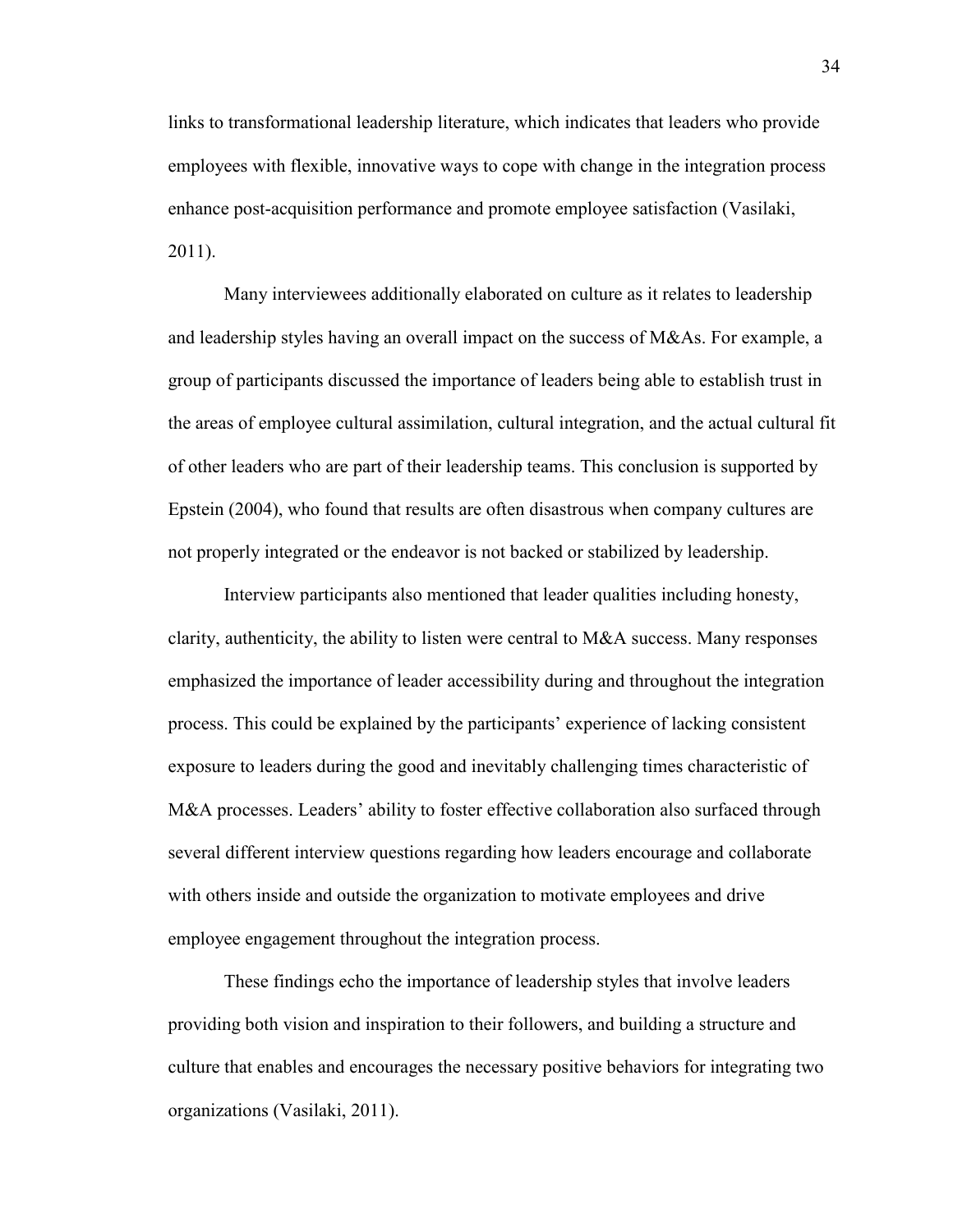links to transformational leadership literature, which indicates that leaders who provide employees with flexible, innovative ways to cope with change in the integration process enhance post-acquisition performance and promote employee satisfaction (Vasilaki, 2011).

Many interviewees additionally elaborated on culture as it relates to leadership and leadership styles having an overall impact on the success of M&As. For example, a group of participants discussed the importance of leaders being able to establish trust in the areas of employee cultural assimilation, cultural integration, and the actual cultural fit of other leaders who are part of their leadership teams. This conclusion is supported by Epstein (2004), who found that results are often disastrous when company cultures are not properly integrated or the endeavor is not backed or stabilized by leadership.

Interview participants also mentioned that leader qualities including honesty, clarity, authenticity, the ability to listen were central to M&A success. Many responses emphasized the importance of leader accessibility during and throughout the integration process. This could be explained by the participants' experience of lacking consistent exposure to leaders during the good and inevitably challenging times characteristic of M&A processes. Leaders' ability to foster effective collaboration also surfaced through several different interview questions regarding how leaders encourage and collaborate with others inside and outside the organization to motivate employees and drive employee engagement throughout the integration process.

These findings echo the importance of leadership styles that involve leaders providing both vision and inspiration to their followers, and building a structure and culture that enables and encourages the necessary positive behaviors for integrating two organizations (Vasilaki, 2011).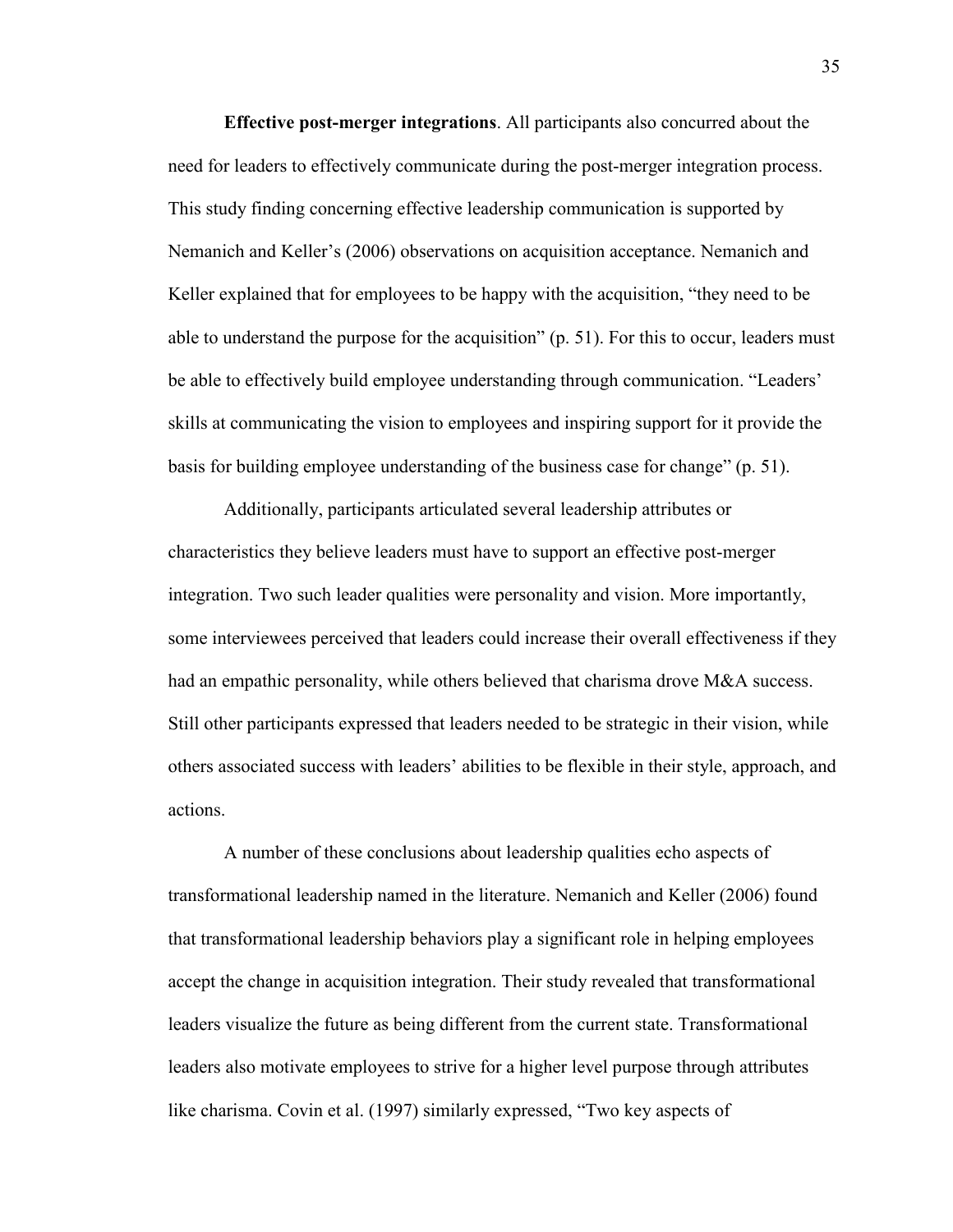**Effective post-merger integrations**. All participants also concurred about the need for leaders to effectively communicate during the post-merger integration process. This study finding concerning effective leadership communication is supported by Nemanich and Keller's (2006) observations on acquisition acceptance. Nemanich and Keller explained that for employees to be happy with the acquisition, "they need to be able to understand the purpose for the acquisition" (p. 51). For this to occur, leaders must be able to effectively build employee understanding through communication. "Leaders' skills at communicating the vision to employees and inspiring support for it provide the basis for building employee understanding of the business case for change" (p. 51).

Additionally, participants articulated several leadership attributes or characteristics they believe leaders must have to support an effective post-merger integration. Two such leader qualities were personality and vision. More importantly, some interviewees perceived that leaders could increase their overall effectiveness if they had an empathic personality, while others believed that charisma drove M&A success. Still other participants expressed that leaders needed to be strategic in their vision, while others associated success with leaders' abilities to be flexible in their style, approach, and actions.

A number of these conclusions about leadership qualities echo aspects of transformational leadership named in the literature. Nemanich and Keller (2006) found that transformational leadership behaviors play a significant role in helping employees accept the change in acquisition integration. Their study revealed that transformational leaders visualize the future as being different from the current state. Transformational leaders also motivate employees to strive for a higher level purpose through attributes like charisma. Covin et al. (1997) similarly expressed, "Two key aspects of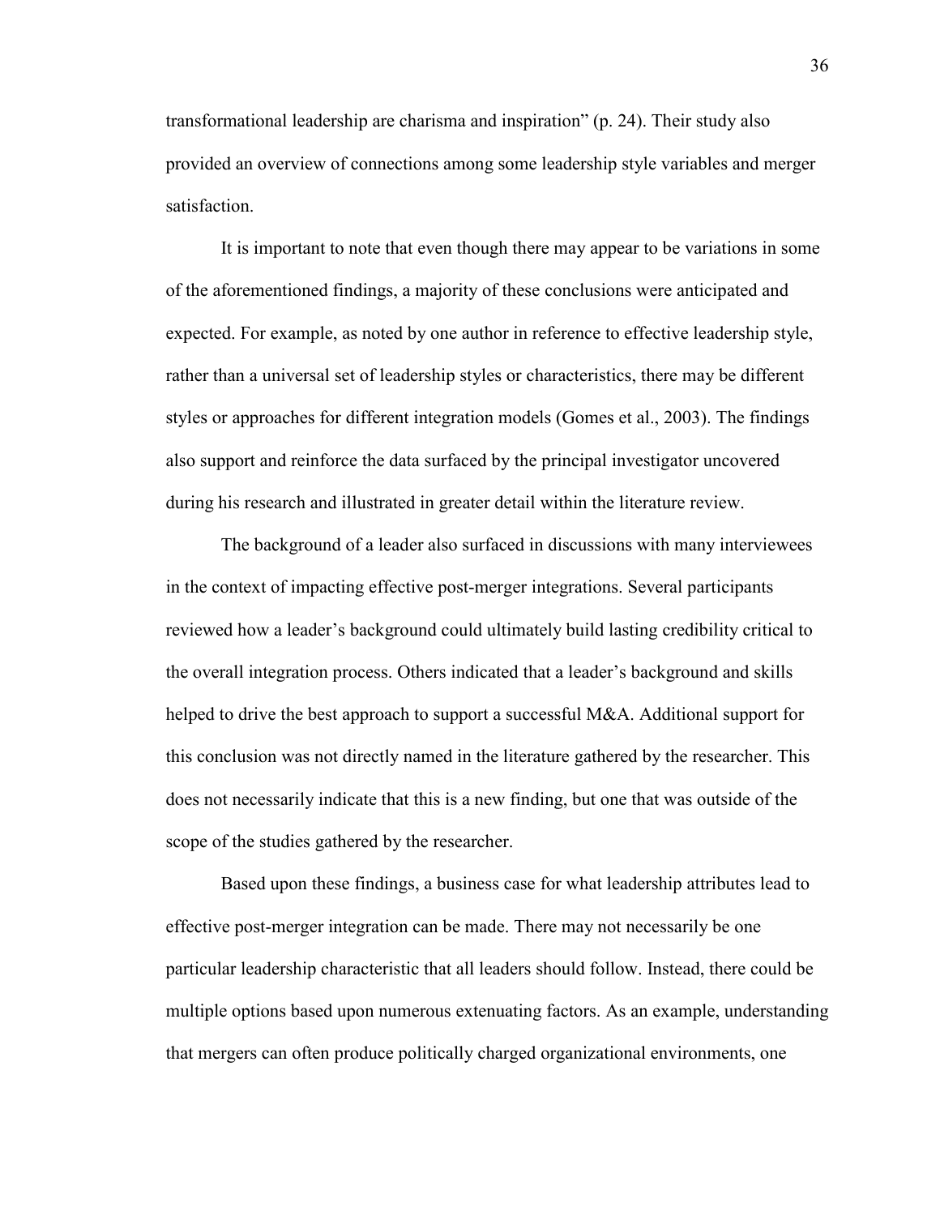transformational leadership are charisma and inspiration" (p. 24). Their study also provided an overview of connections among some leadership style variables and merger satisfaction.

It is important to note that even though there may appear to be variations in some of the aforementioned findings, a majority of these conclusions were anticipated and expected. For example, as noted by one author in reference to effective leadership style, rather than a universal set of leadership styles or characteristics, there may be different styles or approaches for different integration models (Gomes et al., 2003). The findings also support and reinforce the data surfaced by the principal investigator uncovered during his research and illustrated in greater detail within the literature review.

The background of a leader also surfaced in discussions with many interviewees in the context of impacting effective post-merger integrations. Several participants reviewed how a leader's background could ultimately build lasting credibility critical to the overall integration process. Others indicated that a leader's background and skills helped to drive the best approach to support a successful M&A. Additional support for this conclusion was not directly named in the literature gathered by the researcher. This does not necessarily indicate that this is a new finding, but one that was outside of the scope of the studies gathered by the researcher.

Based upon these findings, a business case for what leadership attributes lead to effective post-merger integration can be made. There may not necessarily be one particular leadership characteristic that all leaders should follow. Instead, there could be multiple options based upon numerous extenuating factors. As an example, understanding that mergers can often produce politically charged organizational environments, one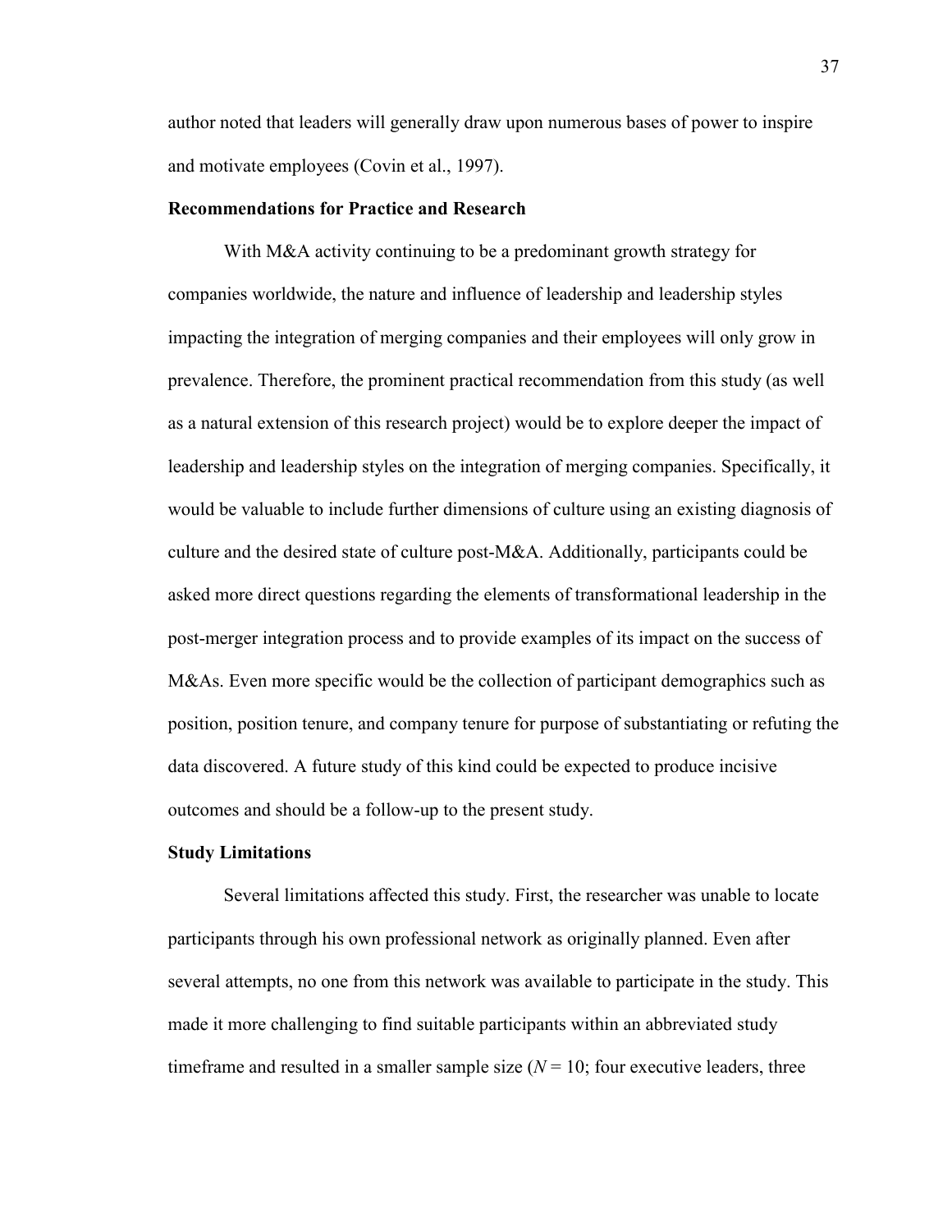author noted that leaders will generally draw upon numerous bases of power to inspire and motivate employees (Covin et al., 1997).

**Recommendations for Practice and Research**

With M&A activity continuing to be a predominant growth strategy for companies worldwide, the nature and influence of leadership and leadership styles impacting the integration of merging companies and their employees will only grow in prevalence. Therefore, the prominent practical recommendation from this study (as well as a natural extension of this research project) would be to explore deeper the impact of leadership and leadership styles on the integration of merging companies. Specifically, it would be valuable to include further dimensions of culture using an existing diagnosis of culture and the desired state of culture post-M&A. Additionally, participants could be asked more direct questions regarding the elements of transformational leadership in the post-merger integration process and to provide examples of its impact on the success of M&As. Even more specific would be the collection of participant demographics such as position, position tenure, and company tenure for purpose of substantiating or refuting the data discovered. A future study of this kind could be expected to produce incisive outcomes and should be a follow-up to the present study.

**Study Limitations**

Several limitations affected this study. First, the researcher was unable to locate participants through his own professional network as originally planned. Even after several attempts, no one from this network was available to participate in the study. This made it more challenging to find suitable participants within an abbreviated study timeframe and resulted in a smaller sample size ($N = 10$; four executive leaders, three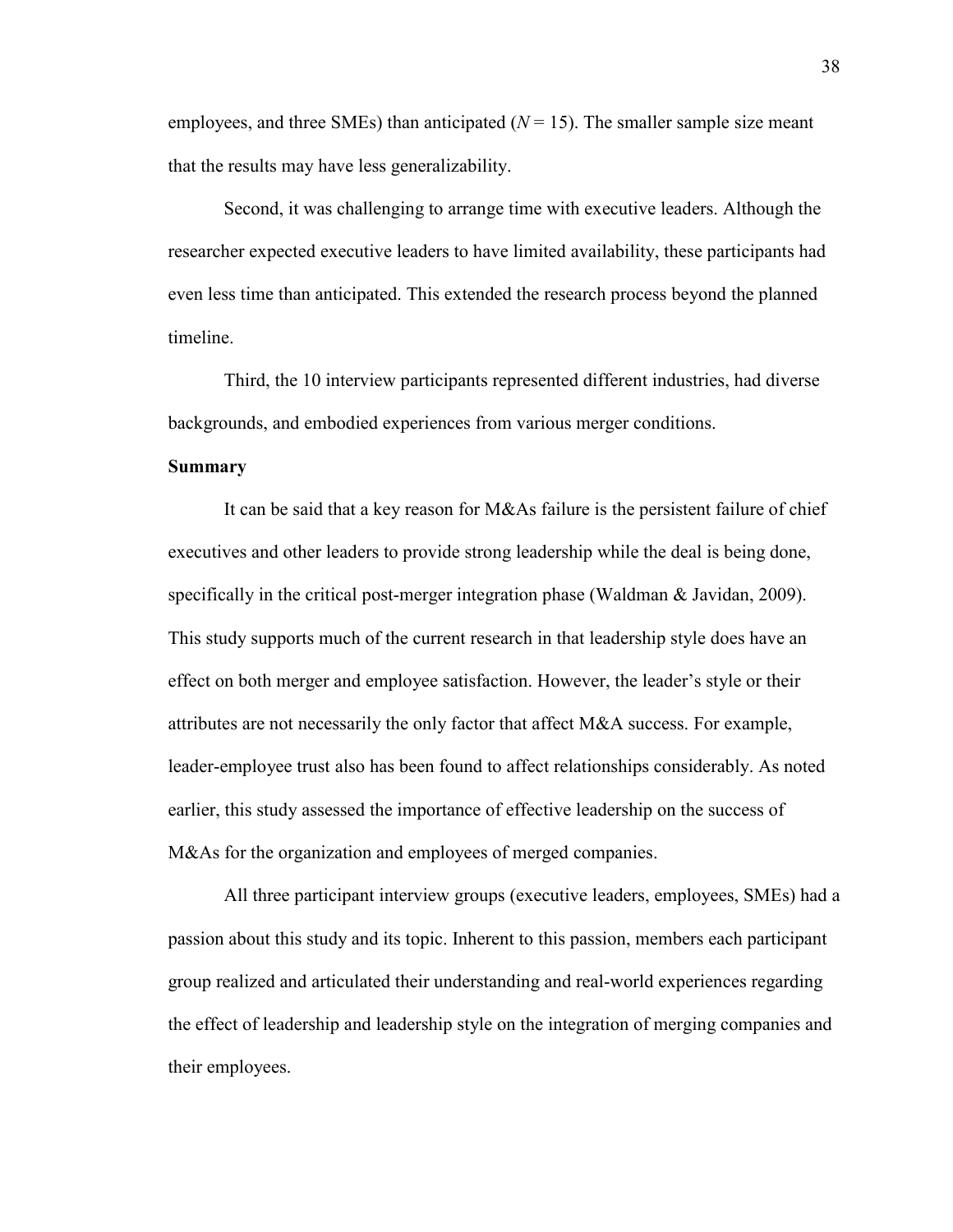employees, and three SMEs) than anticipated (*N* = 15). The smaller sample size meant that the results may have less generalizability.

Second, it was challenging to arrange time with executive leaders. Although the researcher expected executive leaders to have limited availability, these participants had even less time than anticipated. This extended the research process beyond the planned timeline.

Third, the 10 interview participants represented different industries, had diverse backgrounds, and embodied experiences from various merger conditions.

**Summary**

It can be said that a key reason for M&As failure is the persistent failure of chief executives and other leaders to provide strong leadership while the deal is being done, specifically in the critical post-merger integration phase (Waldman & Javidan, 2009). This study supports much of the current research in that leadership style does have an effect on both merger and employee satisfaction. However, the leader's style or their attributes are not necessarily the only factor that affect M&A success. For example, leader-employee trust also has been found to affect relationships considerably. As noted earlier, this study assessed the importance of effective leadership on the success of M&As for the organization and employees of merged companies.

All three participant interview groups (executive leaders, employees, SMEs) had a passion about this study and its topic. Inherent to this passion, members each participant group realized and articulated their understanding and real-world experiences regarding the effect of leadership and leadership style on the integration of merging companies and their employees.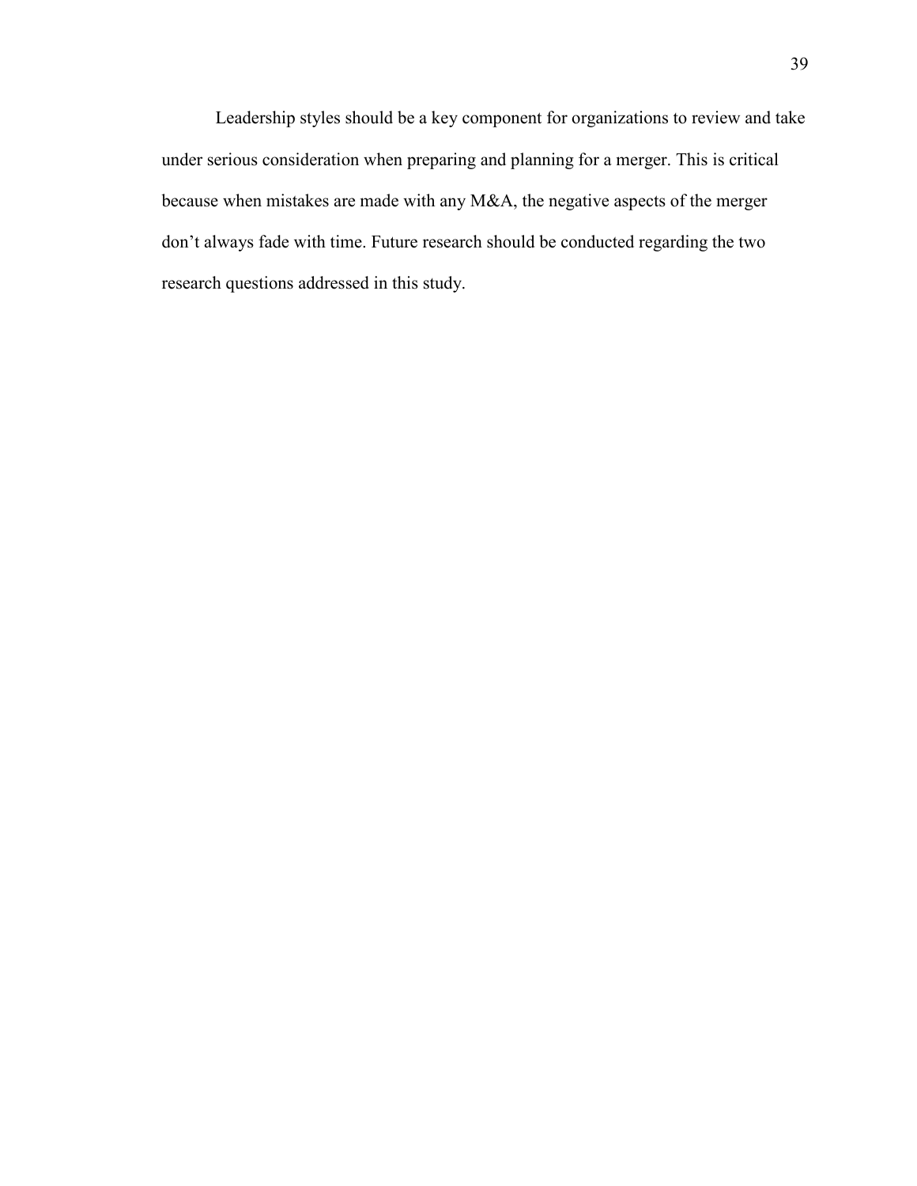Leadership styles should be a key component for organizations to review and take under serious consideration when preparing and planning for a merger. This is critical because when mistakes are made with any M&A, the negative aspects of the merger don’t always fade with time. Future research should be conducted regarding the two research questions addressed in this study.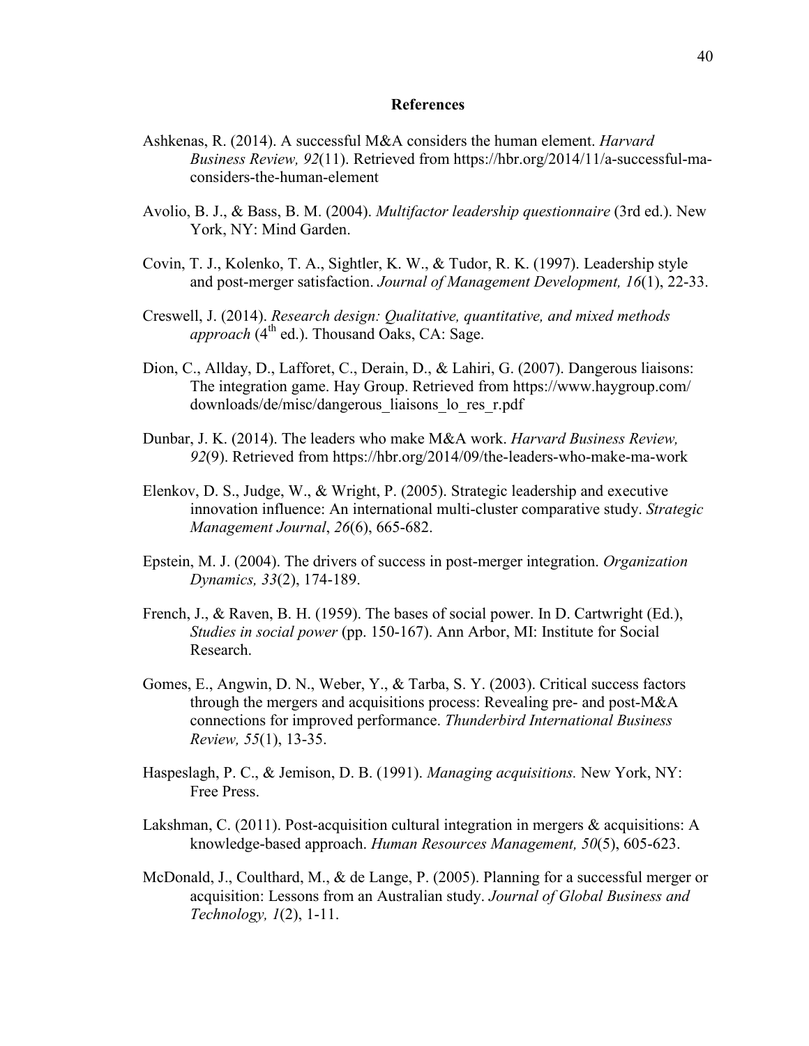## References

Ashkenas, R. (2014). A successful M&A considers the human element. *Harvard Business Review, 92*(11). Retrieved from https://hbr.org/2014/11/a-successful-ma-considers-the-human-element

Avolio, B. J., & Bass, B. M. (2004). *Multifactor leadership questionnaire* (3rd ed.). New York, NY: Mind Garden.

Covin, T. J., Kolenko, T. A., Sightler, K. W., & Tudor, R. K. (1997). Leadership style and post-merger satisfaction. *Journal of Management Development, 16*(1), 22-33.

Creswell, J. (2014). *Research design: Qualitative, quantitative, and mixed methods approach* (4th ed.). Thousand Oaks, CA: Sage.

Dion, C., Allday, D., Lafforet, C., Derain, D., & Lahiri, G. (2007). Dangerous liaisons: The integration game. Hay Group. Retrieved from https://www.haygroup.com/downloads/de/misc/dangerous_liaisons_lo_res_r.pdf

Dunbar, J. K. (2014). The leaders who make M&A work. *Harvard Business Review, 92*(9). Retrieved from https://hbr.org/2014/09/the-leaders-who-make-ma-work

Elenkov, D. S., Judge, W., & Wright, P. (2005). Strategic leadership and executive innovation influence: An international multi-cluster comparative study. *Strategic Management Journal*, *26*(6), 665-682.

Epstein, M. J. (2004). The drivers of success in post-merger integration. *Organization Dynamics, 33*(2), 174-189.

French, J., & Raven, B. H. (1959). The bases of social power. In D. Cartwright (Ed.), *Studies in social power* (pp. 150-167). Ann Arbor, MI: Institute for Social Research.

Gomes, E., Angwin, D. N., Weber, Y., & Tarba, S. Y. (2003). Critical success factors through the mergers and acquisitions process: Revealing pre- and post-M&A connections for improved performance. *Thunderbird International Business Review, 55*(1), 13-35.

Haspeslagh, P. C., & Jemison, D. B. (1991). *Managing acquisitions.* New York, NY: Free Press.

Lakshman, C. (2011). Post-acquisition cultural integration in mergers & acquisitions: A knowledge-based approach. *Human Resources Management, 50*(5), 605-623.

McDonald, J., Coulthard, M., & de Lange, P. (2005). Planning for a successful merger or acquisition: Lessons from an Australian study. *Journal of Global Business and Technology, 1*(2), 1-11.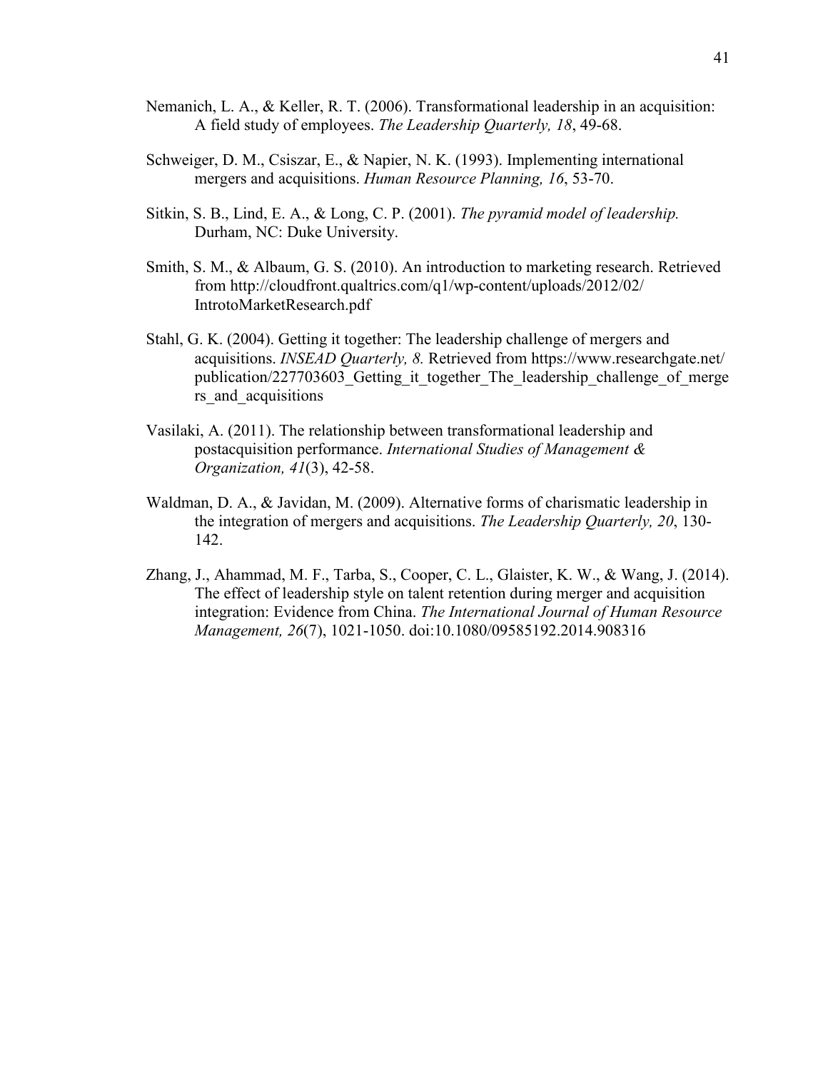Nemanich, L. A., & Keller, R. T. (2006). Transformational leadership in an acquisition: A field study of employees. *The Leadership Quarterly, 18*, 49-68.

Schweiger, D. M., Csiszar, E., & Napier, N. K. (1993). Implementing international mergers and acquisitions. *Human Resource Planning, 16*, 53-70.

Sitkin, S. B., Lind, E. A., & Long, C. P. (2001). *The pyramid model of leadership.* Durham, NC: Duke University.

Smith, S. M., & Albaum, G. S. (2010). An introduction to marketing research. Retrieved from http://cloudfront.qualtrics.com/q1/wp-content/uploads/2012/02/IntrotoMarketResearch.pdf

Stahl, G. K. (2004). Getting it together: The leadership challenge of mergers and acquisitions. *INSEAD Quarterly, 8.* Retrieved from https://www.researchgate.net/publication/227703603_Getting_it_together_The_leadership_challenge_of_mergers_and_acquisitions

Vasilaki, A. (2011). The relationship between transformational leadership and postacquisition performance. *International Studies of Management & Organization, 41*(3), 42-58.

Waldman, D. A., & Javidan, M. (2009). Alternative forms of charismatic leadership in the integration of mergers and acquisitions. *The Leadership Quarterly, 20*, 130-142.

Zhang, J., Ahammad, M. F., Tarba, S., Cooper, C. L., Glaister, K. W., & Wang, J. (2014). The effect of leadership style on talent retention during merger and acquisition integration: Evidence from China. *The International Journal of Human Resource Management, 26*(7), 1021-1050. doi:10.1080/09585192.2014.908316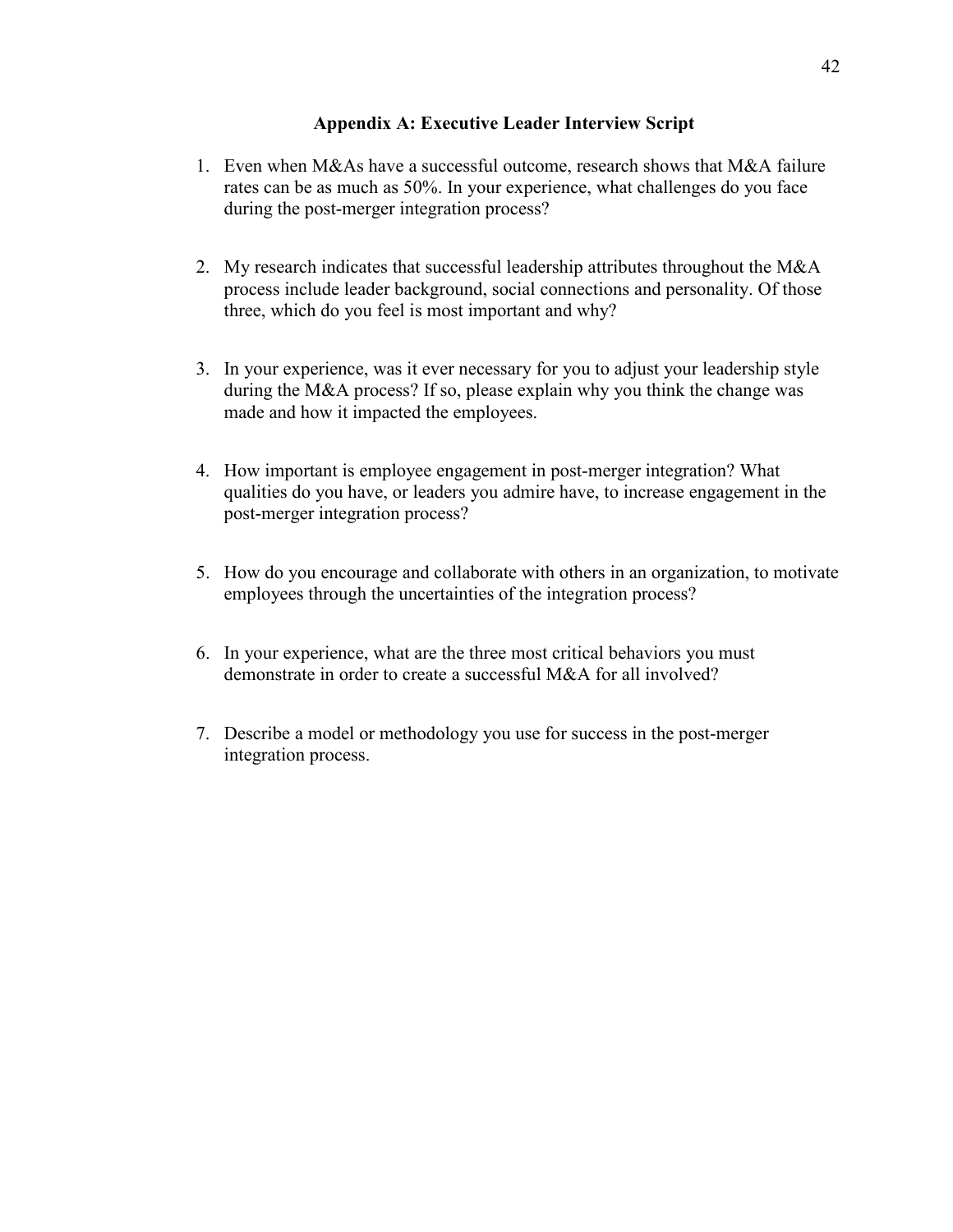## Appendix A: Executive Leader Interview Script

1. Even when M&As have a successful outcome, research shows that M&A failure rates can be as much as 50%. In your experience, what challenges do you face during the post-merger integration process?

2. My research indicates that successful leadership attributes throughout the M&A process include leader background, social connections and personality. Of those three, which do you feel is most important and why?

3. In your experience, was it ever necessary for you to adjust your leadership style during the M&A process? If so, please explain why you think the change was made and how it impacted the employees.

4. How important is employee engagement in post-merger integration? What qualities do you have, or leaders you admire have, to increase engagement in the post-merger integration process?

5. How do you encourage and collaborate with others in an organization, to motivate employees through the uncertainties of the integration process?

6. In your experience, what are the three most critical behaviors you must demonstrate in order to create a successful M&A for all involved?

7. Describe a model or methodology you use for success in the post-merger integration process.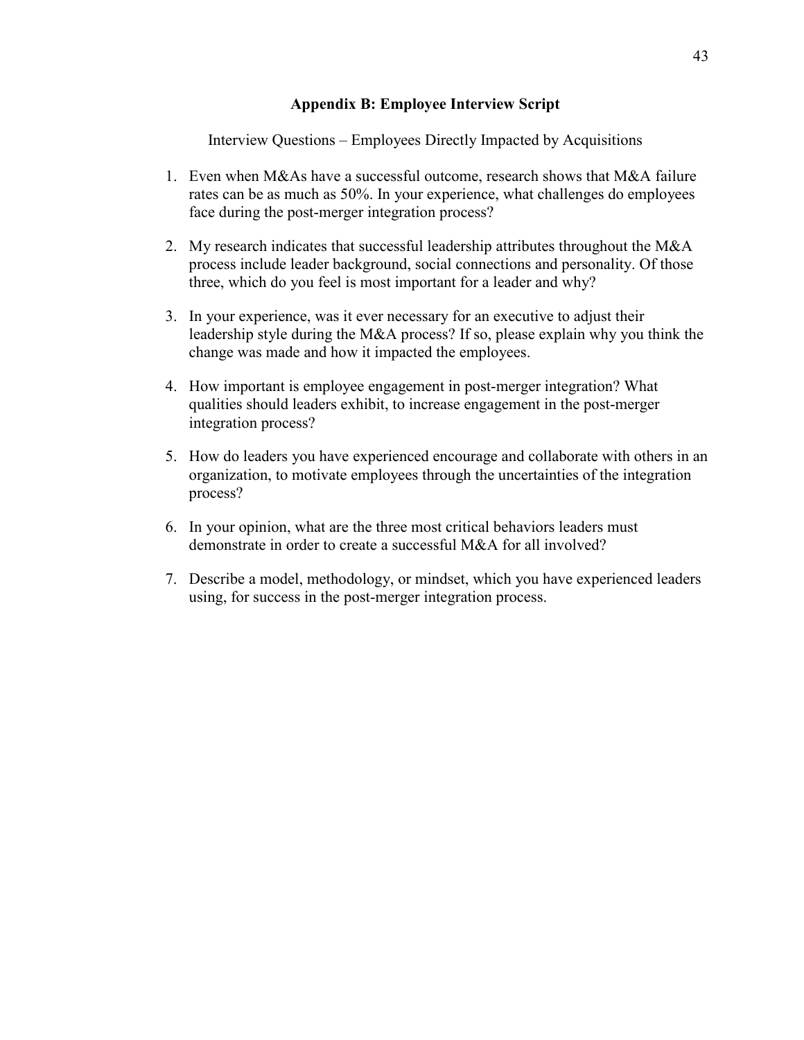## Appendix B: Employee Interview Script

Interview Questions – Employees Directly Impacted by Acquisitions

1. Even when M&As have a successful outcome, research shows that M&A failure rates can be as much as 50%. In your experience, what challenges do employees face during the post-merger integration process?

2. My research indicates that successful leadership attributes throughout the M&A process include leader background, social connections and personality. Of those three, which do you feel is most important for a leader and why?

3. In your experience, was it ever necessary for an executive to adjust their leadership style during the M&A process? If so, please explain why you think the change was made and how it impacted the employees.

4. How important is employee engagement in post-merger integration? What qualities should leaders exhibit, to increase engagement in the post-merger integration process?

5. How do leaders you have experienced encourage and collaborate with others in an organization, to motivate employees through the uncertainties of the integration process?

6. In your opinion, what are the three most critical behaviors leaders must demonstrate in order to create a successful M&A for all involved?

7. Describe a model, methodology, or mindset, which you have experienced leaders using, for success in the post-merger integration process.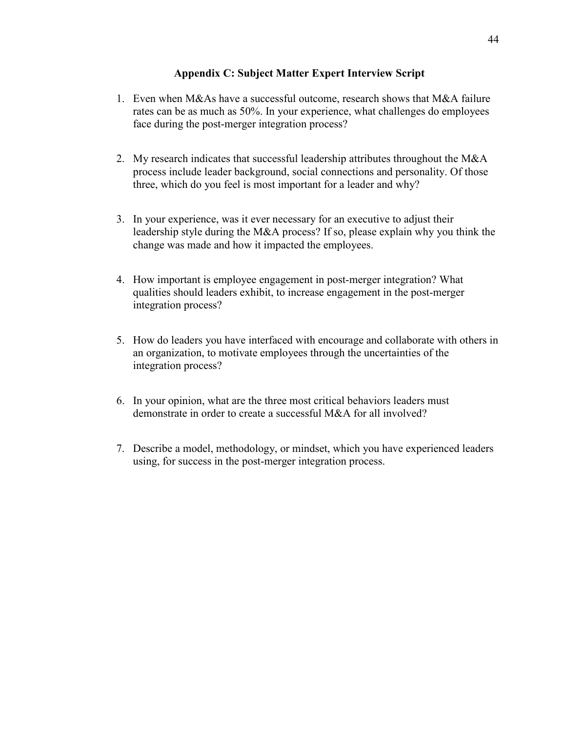## Appendix C: Subject Matter Expert Interview Script

1. Even when M&As have a successful outcome, research shows that M&A failure rates can be as much as 50%. In your experience, what challenges do employees face during the post-merger integration process?

2. My research indicates that successful leadership attributes throughout the M&A process include leader background, social connections and personality. Of those three, which do you feel is most important for a leader and why?

3. In your experience, was it ever necessary for an executive to adjust their leadership style during the M&A process? If so, please explain why you think the change was made and how it impacted the employees.

4. How important is employee engagement in post-merger integration? What qualities should leaders exhibit, to increase engagement in the post-merger integration process?

5. How do leaders you have interfaced with encourage and collaborate with others in an organization, to motivate employees through the uncertainties of the integration process?

6. In your opinion, what are the three most critical behaviors leaders must demonstrate in order to create a successful M&A for all involved?

7. Describe a model, methodology, or mindset, which you have experienced leaders using, for success in the post-merger integration process.